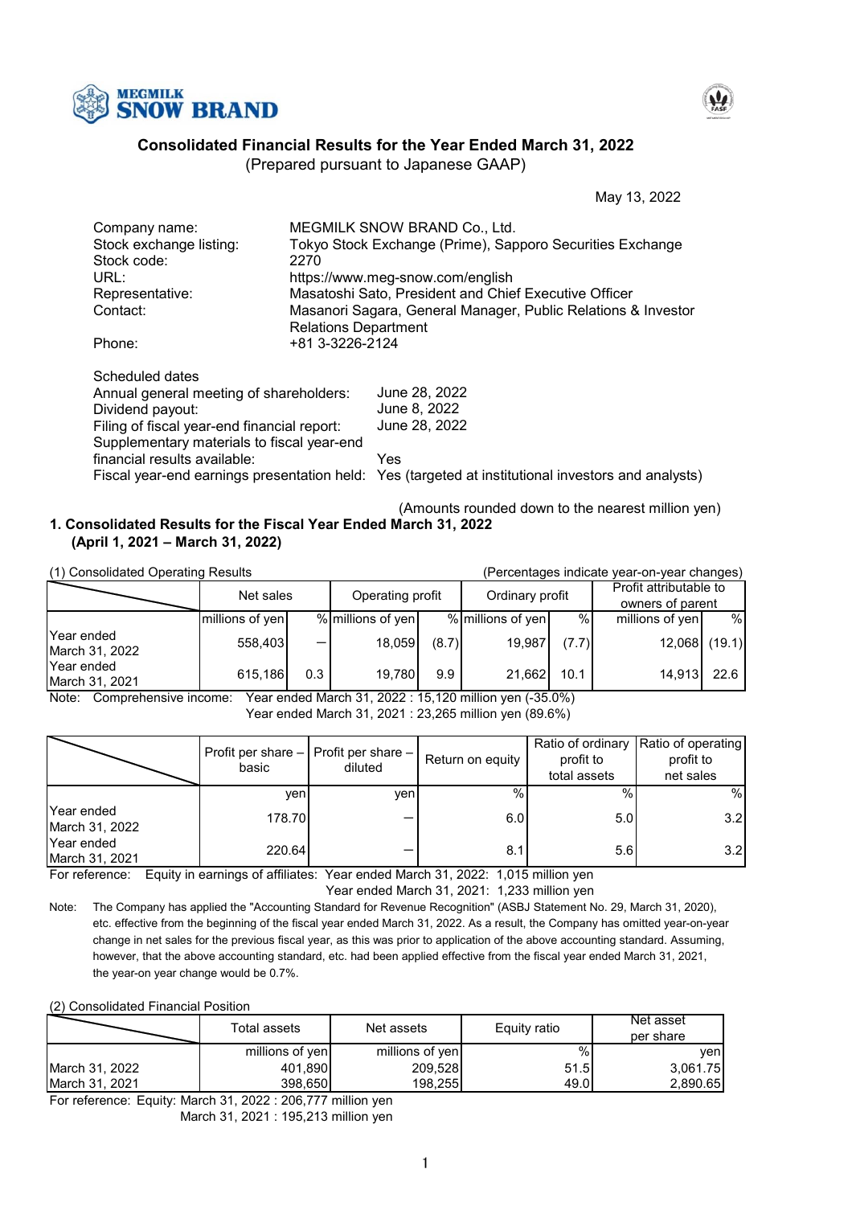# Consolidated Financial Results for the Year Ended March 31, 2022

(Prepared pursuant to Japanese GAAP)

May 13, 2022

| | |
|---|---|
| Company name: | MEGMILK SNOW BRAND Co., Ltd. |
| Stock exchange listing: | Tokyo Stock Exchange (Prime), Sapporo Securities Exchange |
| Stock code: | 2270 |
| URL: | https://www.meg-snow.com/english |
| Representative: | Masatoshi Sato, President and Chief Executive Officer |
| Contact: | Masanori Sagara, General Manager, Public Relations & Investor Relations Department |
| Phone: | +81 3-3226-2124 |

Scheduled dates

| | |
|---|---|
| Annual general meeting of shareholders: | June 28, 2022 |
| Dividend payout: | June 8, 2022 |
| Filing of fiscal year-end financial report: | June 28, 2022 |
| Supplementary materials to fiscal year-end financial results available: | Yes |
| Fiscal year-end earnings presentation held: | Yes (targeted at institutional investors and analysts) |

(Amounts rounded down to the nearest million yen)

## 1. Consolidated Results for the Fiscal Year Ended March 31, 2022 (April 1, 2021 – March 31, 2022)

(1) Consolidated Operating Results (Percentages indicate year-on-year changes)

| | Net sales | | Operating profit | | Ordinary profit | | Profit attributable to owners of parent | |
|---|---|---|---|---|---|---|---|---|
| | millions of yen | % | millions of yen | % | millions of yen | % | millions of yen | % |
| Year ended March 31, 2022 | 558,403 | – | 18,059 | (8.7) | 19,987 | (7.7) | 12,068 | (19.1) |
| Year ended March 31, 2021 | 615,186 | 0.3 | 19,780 | 9.9 | 21,662 | 10.1 | 14,913 | 22.6 |

Note: Comprehensive income: Year ended March 31, 2022 : 15,120 million yen (-35.0%)
Year ended March 31, 2021 : 23,265 million yen (89.6%)

| | Profit per share – basic | Profit per share – diluted | Return on equity | Ratio of ordinary profit to total assets | Ratio of operating profit to net sales |
|---|---|---|---|---|---|
| | yen | yen | % | % | % |
| Year ended March 31, 2022 | 178.70 | – | 6.0 | 5.0 | 3.2 |
| Year ended March 31, 2021 | 220.64 | – | 8.1 | 5.6 | 3.2 |

For reference: Equity in earnings of affiliates: Year ended March 31, 2022: 1,015 million yen
Year ended March 31, 2021: 1,233 million yen

Note: The Company has applied the "Accounting Standard for Revenue Recognition" (ASBJ Statement No. 29, March 31, 2020), etc. effective from the beginning of the fiscal year ended March 31, 2022. As a result, the Company has omitted year-on-year change in net sales for the previous fiscal year, as this was prior to application of the above accounting standard. Assuming, however, that the above accounting standard, etc. had been applied effective from the fiscal year ended March 31, 2021, the year-on year change would be 0.7%.

(2) Consolidated Financial Position

| | Total assets | Net assets | Equity ratio | Net asset per share |
|---|---|---|---|---|
| | millions of yen | millions of yen | % | yen |
| March 31, 2022 | 401,890 | 209,528 | 51.5 | 3,061.75 |
| March 31, 2021 | 398,650 | 198,255 | 49.0 | 2,890.65 |

For reference: Equity: March 31, 2022 : 206,777 million yen
March 31, 2021 : 195,213 million yen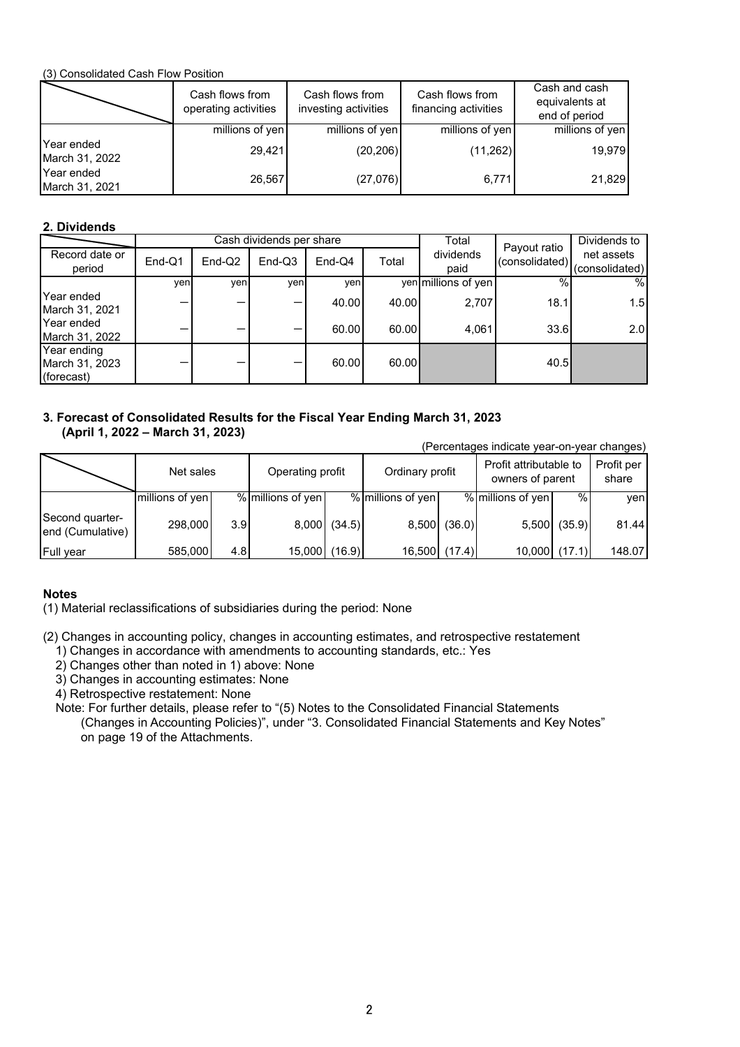(3) Consolidated Cash Flow Position

| | Cash flows from operating activities | Cash flows from investing activities | Cash flows from financing activities | Cash and cash equivalents at end of period |
|---|---|---|---|---|
| | millions of yen | millions of yen | millions of yen | millions of yen |
| Year ended March 31, 2022 | 29,421 | (20,206) | (11,262) | 19,979 |
| Year ended March 31, 2021 | 26,567 | (27,076) | 6,771 | 21,829 |

## 2. Dividends

| Record date or period | Cash dividends per share | | | | | Total dividends paid | Payout ratio (consolidated) | Dividends to net assets (consolidated) |
|---|---|---|---|---|---|---|---|---|
| | End-Q1 | End-Q2 | End-Q3 | End-Q4 | Total | | | |
| | yen | yen | yen | yen | yen | millions of yen | % | % |
| Year ended March 31, 2021 | — | — | — | 40.00 | 40.00 | 2,707 | 18.1 | 1.5 |
| Year ended March 31, 2022 | — | — | — | 60.00 | 60.00 | 4,061 | 33.6 | 2.0 |
| Year ending March 31, 2023 (forecast) | — | — | — | 60.00 | 60.00 | | 40.5 | |

## 3. Forecast of Consolidated Results for the Fiscal Year Ending March 31, 2023 (April 1, 2022 – March 31, 2023)

(Percentages indicate year-on-year changes)

| | Net sales | | Operating profit | | Ordinary profit | | Profit attributable to owners of parent | | Profit per share |
|---|---|---|---|---|---|---|---|---|---|
| | millions of yen | % | millions of yen | % | millions of yen | % | millions of yen | % | yen |
| Second quarter-end (Cumulative) | 298,000 | 3.9 | 8,000 | (34.5) | 8,500 | (36.0) | 5,500 | (35.9) | 81.44 |
| Full year | 585,000 | 4.8 | 15,000 | (16.9) | 16,500 | (17.4) | 10,000 | (17.1) | 148.07 |

**Notes**

(1) Material reclassifications of subsidiaries during the period: None

(2) Changes in accounting policy, changes in accounting estimates, and retrospective restatement
1) Changes in accordance with amendments to accounting standards, etc.: Yes
2) Changes other than noted in 1) above: None
3) Changes in accounting estimates: None
4) Retrospective restatement: None

Note: For further details, please refer to "(5) Notes to the Consolidated Financial Statements (Changes in Accounting Policies)", under "3. Consolidated Financial Statements and Key Notes" on page 19 of the Attachments.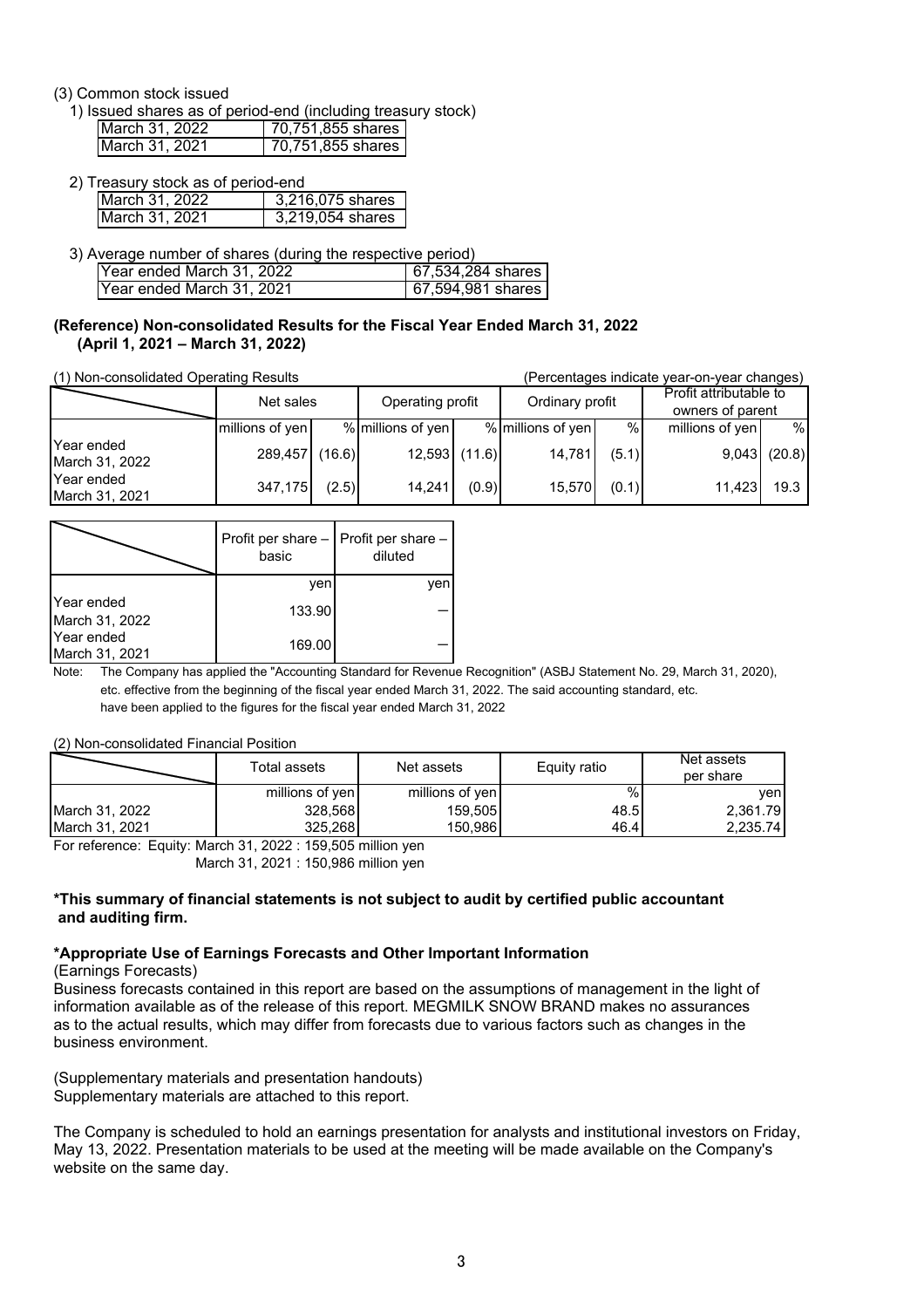(3) Common stock issued

1) Issued shares as of period-end (including treasury stock)

| | |
|---|---|
| March 31, 2022 | 70,751,855 shares |
| March 31, 2021 | 70,751,855 shares |

2) Treasury stock as of period-end

| | |
|---|---|
| March 31, 2022 | 3,216,075 shares |
| March 31, 2021 | 3,219,054 shares |

3) Average number of shares (during the respective period)

| | |
|---|---|
| Year ended March 31, 2022 | 67,534,284 shares |
| Year ended March 31, 2021 | 67,594,981 shares |

**(Reference) Non-consolidated Results for the Fiscal Year Ended March 31, 2022 (April 1, 2021 – March 31, 2022)**

(1) Non-consolidated Operating Results (Percentages indicate year-on-year changes)

| | Net sales | | Operating profit | | Ordinary profit | | Profit attributable to owners of parent | |
|---|---|---|---|---|---|---|---|---|
| | millions of yen | % | millions of yen | % | millions of yen | % | millions of yen | % |
| Year ended March 31, 2022 | 289,457 | (16.6) | 12,593 | (11.6) | 14,781 | (5.1) | 9,043 | (20.8) |
| Year ended March 31, 2021 | 347,175 | (2.5) | 14,241 | (0.9) | 15,570 | (0.1) | 11,423 | 19.3 |

| | Profit per share – basic | Profit per share – diluted |
|---|---|---|
| | yen | yen |
| Year ended March 31, 2022 | 133.90 | — |
| Year ended March 31, 2021 | 169.00 | — |

Note: The Company has applied the "Accounting Standard for Revenue Recognition" (ASBJ Statement No. 29, March 31, 2020), etc. effective from the beginning of the fiscal year ended March 31, 2022. The said accounting standard, etc. have been applied to the figures for the fiscal year ended March 31, 2022

(2) Non-consolidated Financial Position

| | Total assets | Net assets | Equity ratio | Net assets per share |
|---|---|---|---|---|
| | millions of yen | millions of yen | % | yen |
| March 31, 2022 | 328,568 | 159,505 | 48.5 | 2,361.79 |
| March 31, 2021 | 325,268 | 150,986 | 46.4 | 2,235.74 |

For reference: Equity: March 31, 2022 : 159,505 million yen
March 31, 2021 : 150,986 million yen

**\*This summary of financial statements is not subject to audit by certified public accountant and auditing firm.**

**\*Appropriate Use of Earnings Forecasts and Other Important Information**

(Earnings Forecasts)

Business forecasts contained in this report are based on the assumptions of management in the light of information available as of the release of this report. MEGMILK SNOW BRAND makes no assurances as to the actual results, which may differ from forecasts due to various factors such as changes in the business environment.

(Supplementary materials and presentation handouts)

Supplementary materials are attached to this report.

The Company is scheduled to hold an earnings presentation for analysts and institutional investors on Friday, May 13, 2022. Presentation materials to be used at the meeting will be made available on the Company's website on the same day.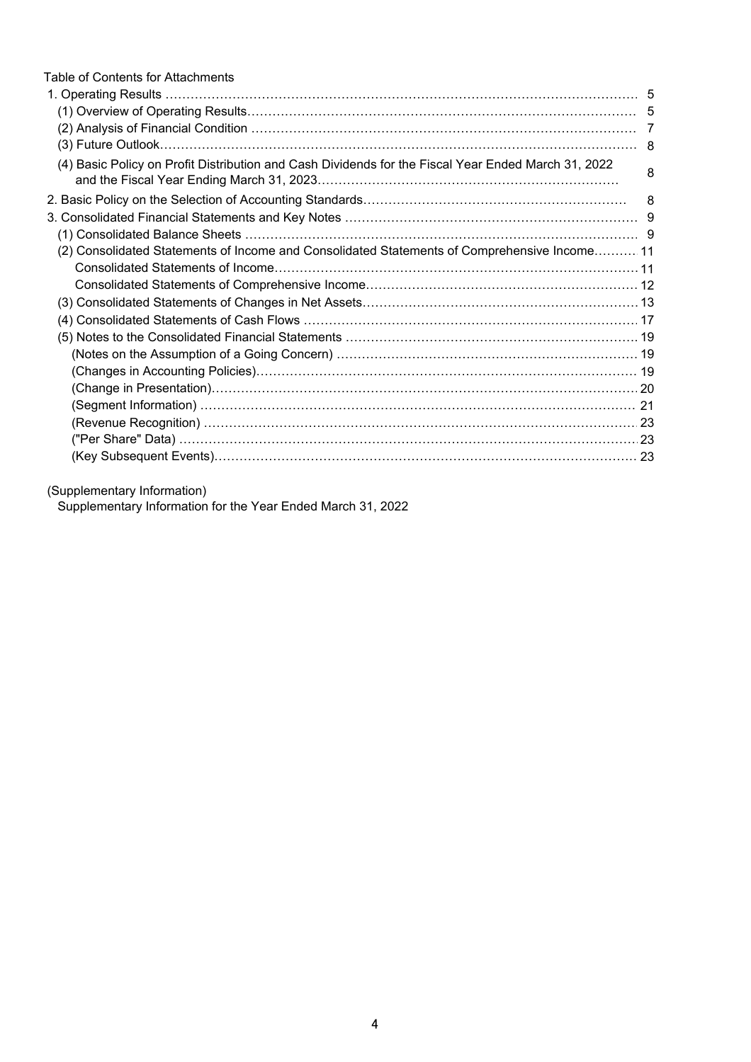Table of Contents for Attachments

1. Operating Results …… 5
   - (1) Overview of Operating Results …… 5
   - (2) Analysis of Financial Condition …… 7
   - (3) Future Outlook …… 8
   - (4) Basic Policy on Profit Distribution and Cash Dividends for the Fiscal Year Ended March 31, 2022 and the Fiscal Year Ending March 31, 2023 …… 8
2. Basic Policy on the Selection of Accounting Standards …… 8
3. Consolidated Financial Statements and Key Notes …… 9
   - (1) Consolidated Balance Sheets …… 9
   - (2) Consolidated Statements of Income and Consolidated Statements of Comprehensive Income …… 11
     - Consolidated Statements of Income …… 11
     - Consolidated Statements of Comprehensive Income …… 12
   - (3) Consolidated Statements of Changes in Net Assets …… 13
   - (4) Consolidated Statements of Cash Flows …… 17
   - (5) Notes to the Consolidated Financial Statements …… 19
     - (Notes on the Assumption of a Going Concern) …… 19
     - (Changes in Accounting Policies) …… 19
     - (Change in Presentation) …… 20
     - (Segment Information) …… 21
     - (Revenue Recognition) …… 23
     - ("Per Share" Data) …… 23
     - (Key Subsequent Events) …… 23

(Supplementary Information)

Supplementary Information for the Year Ended March 31, 2022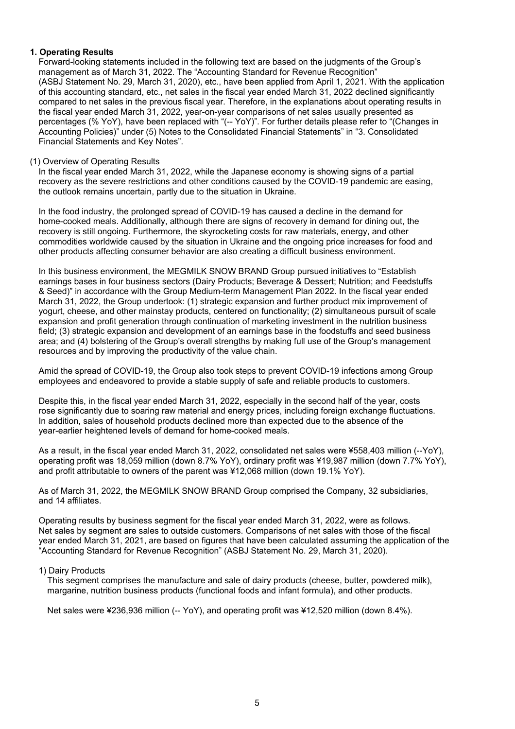## 1. Operating Results

Forward-looking statements included in the following text are based on the judgments of the Group's management as of March 31, 2022. The "Accounting Standard for Revenue Recognition" (ASBJ Statement No. 29, March 31, 2020), etc., have been applied from April 1, 2021. With the application of this accounting standard, etc., net sales in the fiscal year ended March 31, 2022 declined significantly compared to net sales in the previous fiscal year. Therefore, in the explanations about operating results in the fiscal year ended March 31, 2022, year-on-year comparisons of net sales usually presented as percentages (% YoY), have been replaced with "(-- YoY)". For further details please refer to "(Changes in Accounting Policies)" under (5) Notes to the Consolidated Financial Statements" in "3. Consolidated Financial Statements and Key Notes".

### (1) Overview of Operating Results

In the fiscal year ended March 31, 2022, while the Japanese economy is showing signs of a partial recovery as the severe restrictions and other conditions caused by the COVID-19 pandemic are easing, the outlook remains uncertain, partly due to the situation in Ukraine.

In the food industry, the prolonged spread of COVID-19 has caused a decline in the demand for home-cooked meals. Additionally, although there are signs of recovery in demand for dining out, the recovery is still ongoing. Furthermore, the skyrocketing costs for raw materials, energy, and other commodities worldwide caused by the situation in Ukraine and the ongoing price increases for food and other products affecting consumer behavior are also creating a difficult business environment.

In this business environment, the MEGMILK SNOW BRAND Group pursued initiatives to "Establish earnings bases in four business sectors (Dairy Products; Beverage & Dessert; Nutrition; and Feedstuffs & Seed)" in accordance with the Group Medium-term Management Plan 2022. In the fiscal year ended March 31, 2022, the Group undertook: (1) strategic expansion and further product mix improvement of yogurt, cheese, and other mainstay products, centered on functionality; (2) simultaneous pursuit of scale expansion and profit generation through continuation of marketing investment in the nutrition business field; (3) strategic expansion and development of an earnings base in the foodstuffs and seed business area; and (4) bolstering of the Group's overall strengths by making full use of the Group's management resources and by improving the productivity of the value chain.

Amid the spread of COVID-19, the Group also took steps to prevent COVID-19 infections among Group employees and endeavored to provide a stable supply of safe and reliable products to customers.

Despite this, in the fiscal year ended March 31, 2022, especially in the second half of the year, costs rose significantly due to soaring raw material and energy prices, including foreign exchange fluctuations. In addition, sales of household products declined more than expected due to the absence of the year-earlier heightened levels of demand for home-cooked meals.

As a result, in the fiscal year ended March 31, 2022, consolidated net sales were ¥558,403 million (--YoY), operating profit was 18,059 million (down 8.7% YoY), ordinary profit was ¥19,987 million (down 7.7% YoY), and profit attributable to owners of the parent was ¥12,068 million (down 19.1% YoY).

As of March 31, 2022, the MEGMILK SNOW BRAND Group comprised the Company, 32 subsidiaries, and 14 affiliates.

Operating results by business segment for the fiscal year ended March 31, 2022, were as follows. Net sales by segment are sales to outside customers. Comparisons of net sales with those of the fiscal year ended March 31, 2021, are based on figures that have been calculated assuming the application of the "Accounting Standard for Revenue Recognition" (ASBJ Statement No. 29, March 31, 2020).

#### 1) Dairy Products

This segment comprises the manufacture and sale of dairy products (cheese, butter, powdered milk), margarine, nutrition business products (functional foods and infant formula), and other products.

Net sales were ¥236,936 million (-- YoY), and operating profit was ¥12,520 million (down 8.4%).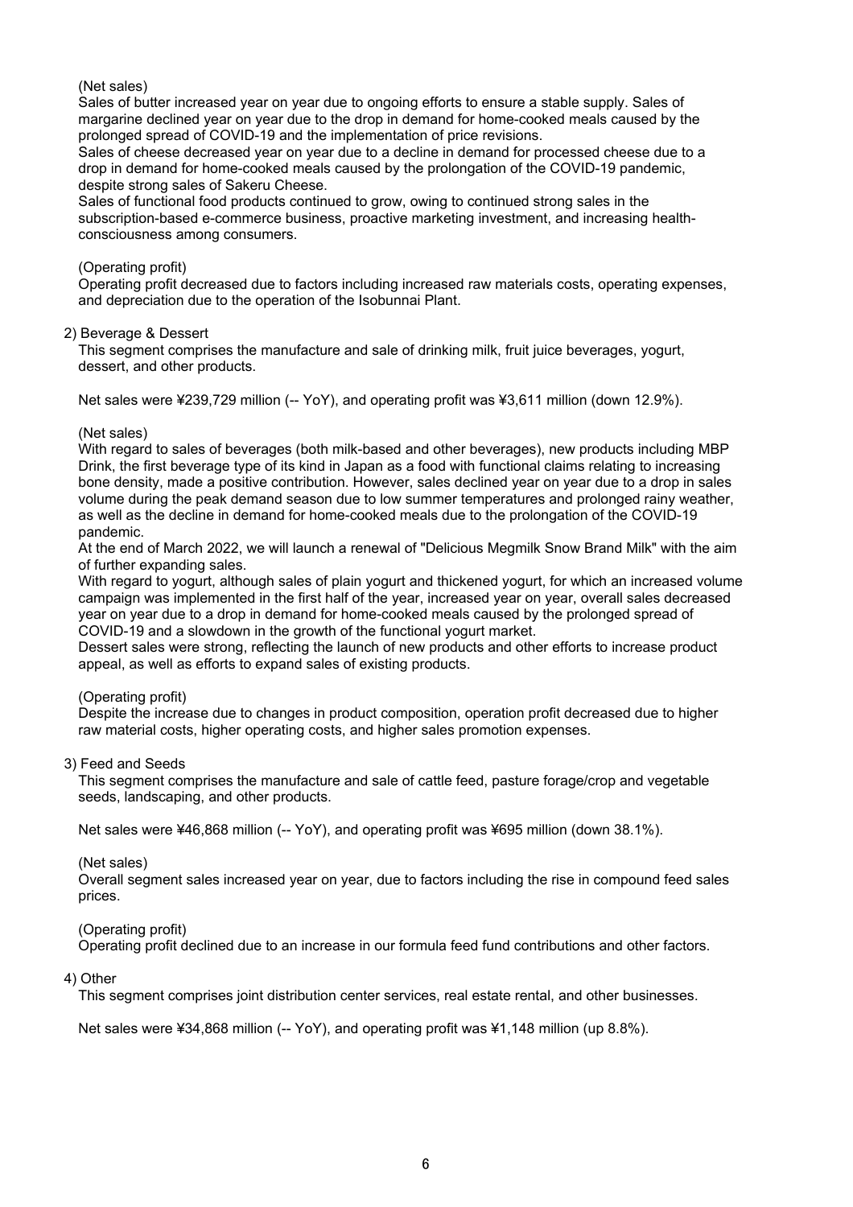(Net sales)

Sales of butter increased year on year due to ongoing efforts to ensure a stable supply. Sales of margarine declined year on year due to the drop in demand for home-cooked meals caused by the prolonged spread of COVID-19 and the implementation of price revisions.

Sales of cheese decreased year on year due to a decline in demand for processed cheese due to a drop in demand for home-cooked meals caused by the prolongation of the COVID-19 pandemic, despite strong sales of Sakeru Cheese.

Sales of functional food products continued to grow, owing to continued strong sales in the subscription-based e-commerce business, proactive marketing investment, and increasing health-consciousness among consumers.

(Operating profit)

Operating profit decreased due to factors including increased raw materials costs, operating expenses, and depreciation due to the operation of the Isobunnai Plant.

2) Beverage & Dessert

This segment comprises the manufacture and sale of drinking milk, fruit juice beverages, yogurt, dessert, and other products.

Net sales were ¥239,729 million (-- YoY), and operating profit was ¥3,611 million (down 12.9%).

(Net sales)

With regard to sales of beverages (both milk-based and other beverages), new products including MBP Drink, the first beverage type of its kind in Japan as a food with functional claims relating to increasing bone density, made a positive contribution. However, sales declined year on year due to a drop in sales volume during the peak demand season due to low summer temperatures and prolonged rainy weather, as well as the decline in demand for home-cooked meals due to the prolongation of the COVID-19 pandemic.

At the end of March 2022, we will launch a renewal of "Delicious Megmilk Snow Brand Milk" with the aim of further expanding sales.

With regard to yogurt, although sales of plain yogurt and thickened yogurt, for which an increased volume campaign was implemented in the first half of the year, increased year on year, overall sales decreased year on year due to a drop in demand for home-cooked meals caused by the prolonged spread of COVID-19 and a slowdown in the growth of the functional yogurt market.

Dessert sales were strong, reflecting the launch of new products and other efforts to increase product appeal, as well as efforts to expand sales of existing products.

(Operating profit)

Despite the increase due to changes in product composition, operation profit decreased due to higher raw material costs, higher operating costs, and higher sales promotion expenses.

3) Feed and Seeds

This segment comprises the manufacture and sale of cattle feed, pasture forage/crop and vegetable seeds, landscaping, and other products.

Net sales were ¥46,868 million (-- YoY), and operating profit was ¥695 million (down 38.1%).

(Net sales)

Overall segment sales increased year on year, due to factors including the rise in compound feed sales prices.

(Operating profit)

Operating profit declined due to an increase in our formula feed fund contributions and other factors.

4) Other

This segment comprises joint distribution center services, real estate rental, and other businesses.

Net sales were ¥34,868 million (-- YoY), and operating profit was ¥1,148 million (up 8.8%).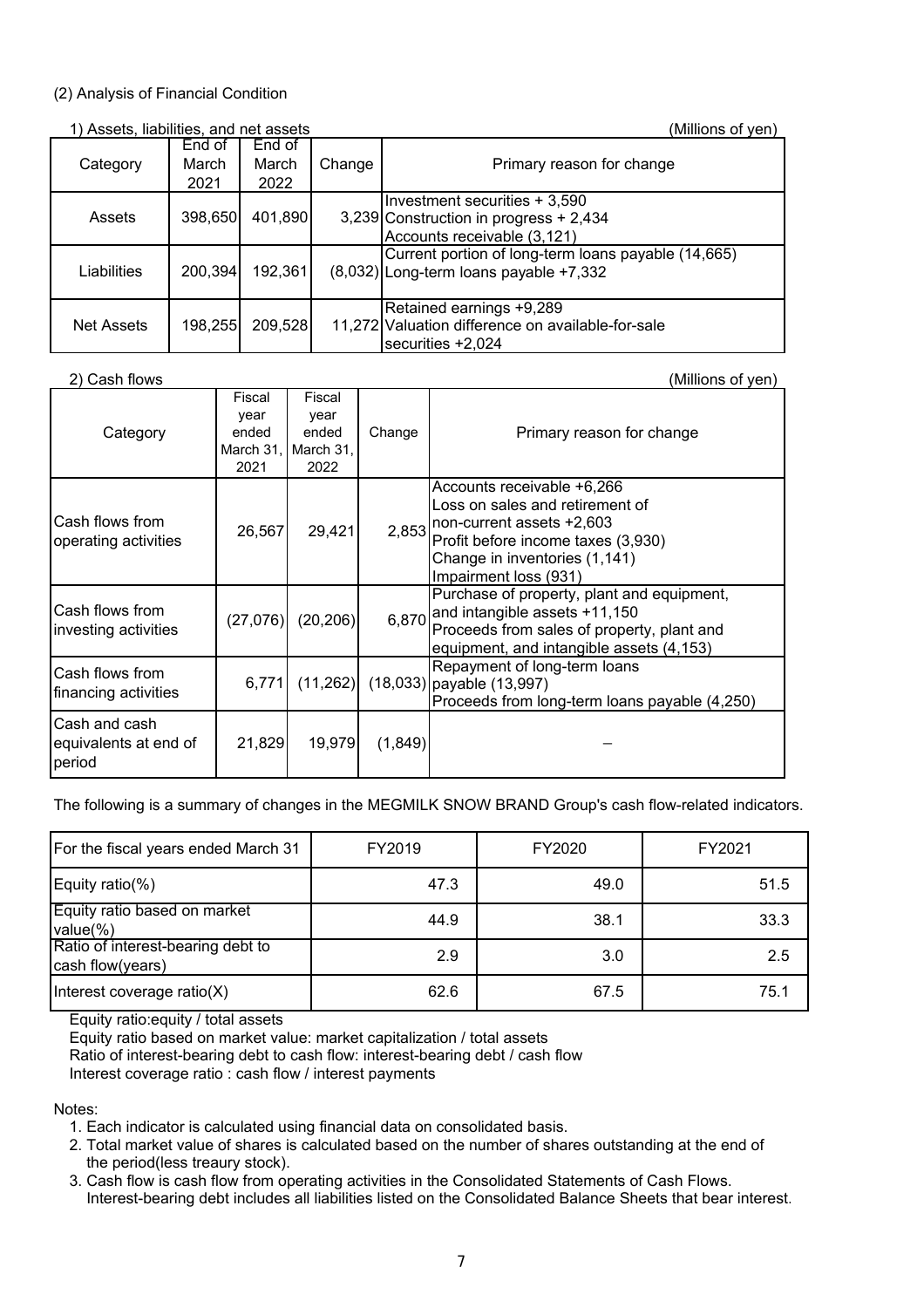## (2) Analysis of Financial Condition

1) Assets, liabilities, and net assets

(Millions of yen)

| Category | End of March 2021 | End of March 2022 | Change | Primary reason for change |
|---|---|---|---|---|
| Assets | 398,650 | 401,890 | 3,239 | Investment securities + 3,590<br>Construction in progress + 2,434<br>Accounts receivable (3,121) |
| Liabilities | 200,394 | 192,361 | (8,032) | Current portion of long-term loans payable (14,665)<br>Long-term loans payable +7,332 |
| Net Assets | 198,255 | 209,528 | 11,272 | Retained earnings +9,289<br>Valuation difference on available-for-sale securities +2,024 |

2) Cash flows

(Millions of yen)

| Category | Fiscal year ended March 31, 2021 | Fiscal year ended March 31, 2022 | Change | Primary reason for change |
|---|---|---|---|---|
| Cash flows from operating activities | 26,567 | 29,421 | 2,853 | Accounts receivable +6,266<br>Loss on sales and retirement of non-current assets +2,603<br>Profit before income taxes (3,930)<br>Change in inventories (1,141)<br>Impairment loss (931) |
| Cash flows from investing activities | (27,076) | (20,206) | 6,870 | Purchase of property, plant and equipment, and intangible assets +11,150<br>Proceeds from sales of property, plant and equipment, and intangible assets (4,153) |
| Cash flows from financing activities | 6,771 | (11,262) | (18,033) | Repayment of long-term loans payable (13,997)<br>Proceeds from long-term loans payable (4,250) |
| Cash and cash equivalents at end of period | 21,829 | 19,979 | (1,849) | – |

The following is a summary of changes in the MEGMILK SNOW BRAND Group's cash flow-related indicators.

| For the fiscal years ended March 31 | FY2019 | FY2020 | FY2021 |
|---|---|---|---|
| Equity ratio(%) | 47.3 | 49.0 | 51.5 |
| Equity ratio based on market value(%) | 44.9 | 38.1 | 33.3 |
| Ratio of interest-bearing debt to cash flow(years) | 2.9 | 3.0 | 2.5 |
| Interest coverage ratio(X) | 62.6 | 67.5 | 75.1 |

Equity ratio:equity / total assets
Equity ratio based on market value: market capitalization / total assets
Ratio of interest-bearing debt to cash flow: interest-bearing debt / cash flow
Interest coverage ratio : cash flow / interest payments

Notes:

1. Each indicator is calculated using financial data on consolidated basis.
2. Total market value of shares is calculated based on the number of shares outstanding at the end of the period(less treaury stock).
3. Cash flow is cash flow from operating activities in the Consolidated Statements of Cash Flows. Interest-bearing debt includes all liabilities listed on the Consolidated Balance Sheets that bear interest.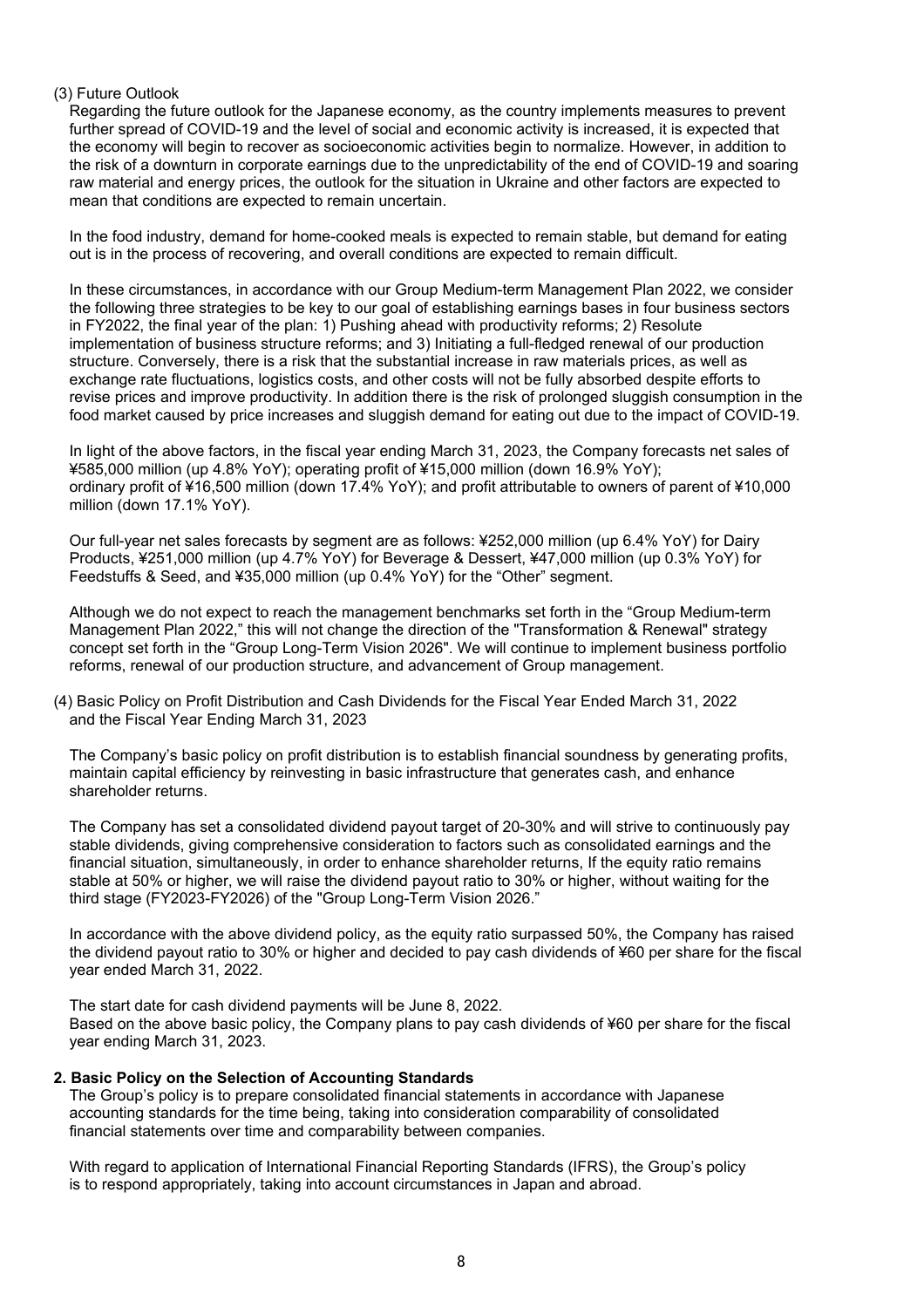(3) Future Outlook

Regarding the future outlook for the Japanese economy, as the country implements measures to prevent further spread of COVID-19 and the level of social and economic activity is increased, it is expected that the economy will begin to recover as socioeconomic activities begin to normalize. However, in addition to the risk of a downturn in corporate earnings due to the unpredictability of the end of COVID-19 and soaring raw material and energy prices, the outlook for the situation in Ukraine and other factors are expected to mean that conditions are expected to remain uncertain.

In the food industry, demand for home-cooked meals is expected to remain stable, but demand for eating out is in the process of recovering, and overall conditions are expected to remain difficult.

In these circumstances, in accordance with our Group Medium-term Management Plan 2022, we consider the following three strategies to be key to our goal of establishing earnings bases in four business sectors in FY2022, the final year of the plan: 1) Pushing ahead with productivity reforms; 2) Resolute implementation of business structure reforms; and 3) Initiating a full-fledged renewal of our production structure. Conversely, there is a risk that the substantial increase in raw materials prices, as well as exchange rate fluctuations, logistics costs, and other costs will not be fully absorbed despite efforts to revise prices and improve productivity. In addition there is the risk of prolonged sluggish consumption in the food market caused by price increases and sluggish demand for eating out due to the impact of COVID-19.

In light of the above factors, in the fiscal year ending March 31, 2023, the Company forecasts net sales of ¥585,000 million (up 4.8% YoY); operating profit of ¥15,000 million (down 16.9% YoY); ordinary profit of ¥16,500 million (down 17.4% YoY); and profit attributable to owners of parent of ¥10,000 million (down 17.1% YoY).

Our full-year net sales forecasts by segment are as follows: ¥252,000 million (up 6.4% YoY) for Dairy Products, ¥251,000 million (up 4.7% YoY) for Beverage & Dessert, ¥47,000 million (up 0.3% YoY) for Feedstuffs & Seed, and ¥35,000 million (up 0.4% YoY) for the “Other” segment.

Although we do not expect to reach the management benchmarks set forth in the “Group Medium-term Management Plan 2022,” this will not change the direction of the "Transformation & Renewal" strategy concept set forth in the “Group Long-Term Vision 2026". We will continue to implement business portfolio reforms, renewal of our production structure, and advancement of Group management.

(4) Basic Policy on Profit Distribution and Cash Dividends for the Fiscal Year Ended March 31, 2022 and the Fiscal Year Ending March 31, 2023

The Company’s basic policy on profit distribution is to establish financial soundness by generating profits, maintain capital efficiency by reinvesting in basic infrastructure that generates cash, and enhance shareholder returns.

The Company has set a consolidated dividend payout target of 20-30% and will strive to continuously pay stable dividends, giving comprehensive consideration to factors such as consolidated earnings and the financial situation, simultaneously, in order to enhance shareholder returns, If the equity ratio remains stable at 50% or higher, we will raise the dividend payout ratio to 30% or higher, without waiting for the third stage (FY2023-FY2026) of the "Group Long-Term Vision 2026."

In accordance with the above dividend policy, as the equity ratio surpassed 50%, the Company has raised the dividend payout ratio to 30% or higher and decided to pay cash dividends of ¥60 per share for the fiscal year ended March 31, 2022.

The start date for cash dividend payments will be June 8, 2022.
Based on the above basic policy, the Company plans to pay cash dividends of ¥60 per share for the fiscal year ending March 31, 2023.

**2. Basic Policy on the Selection of Accounting Standards**

The Group’s policy is to prepare consolidated financial statements in accordance with Japanese accounting standards for the time being, taking into consideration comparability of consolidated financial statements over time and comparability between companies.

With regard to application of International Financial Reporting Standards (IFRS), the Group’s policy is to respond appropriately, taking into account circumstances in Japan and abroad.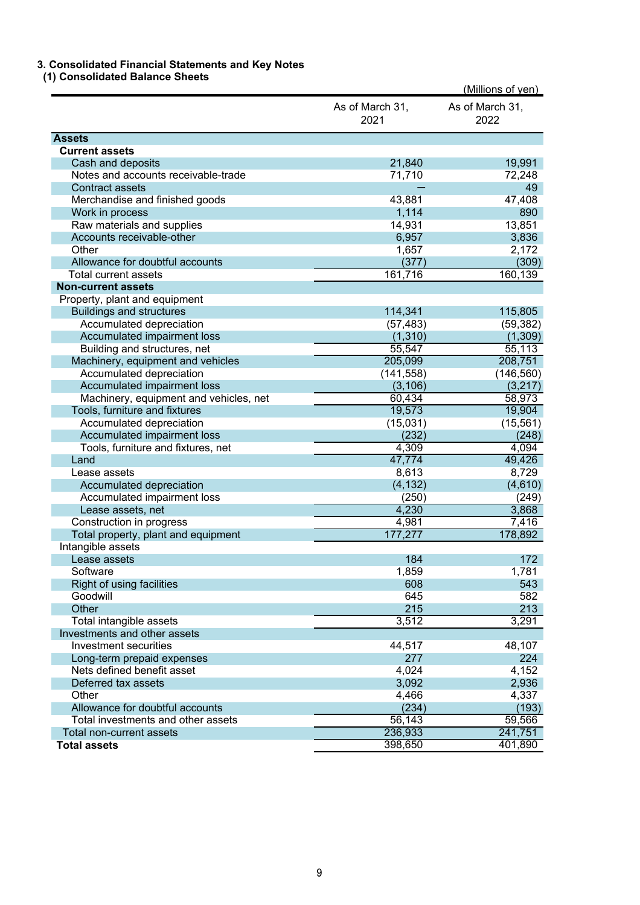## 3. Consolidated Financial Statements and Key Notes

### (1) Consolidated Balance Sheets

(Millions of yen)

| | As of March 31, 2021 | As of March 31, 2022 |
|---|---|---|
| **Assets** | | |
| **Current assets** | | |
| Cash and deposits | 21,840 | 19,991 |
| Notes and accounts receivable-trade | 71,710 | 72,248 |
| Contract assets | — | 49 |
| Merchandise and finished goods | 43,881 | 47,408 |
| Work in process | 1,114 | 890 |
| Raw materials and supplies | 14,931 | 13,851 |
| Accounts receivable-other | 6,957 | 3,836 |
| Other | 1,657 | 2,172 |
| Allowance for doubtful accounts | (377) | (309) |
| Total current assets | 161,716 | 160,139 |
| **Non-current assets** | | |
| Property, plant and equipment | | |
| Buildings and structures | 114,341 | 115,805 |
| Accumulated depreciation | (57,483) | (59,382) |
| Accumulated impairment loss | (1,310) | (1,309) |
| Building and structures, net | 55,547 | 55,113 |
| Machinery, equipment and vehicles | 205,099 | 208,751 |
| Accumulated depreciation | (141,558) | (146,560) |
| Accumulated impairment loss | (3,106) | (3,217) |
| Machinery, equipment and vehicles, net | 60,434 | 58,973 |
| Tools, furniture and fixtures | 19,573 | 19,904 |
| Accumulated depreciation | (15,031) | (15,561) |
| Accumulated impairment loss | (232) | (248) |
| Tools, furniture and fixtures, net | 4,309 | 4,094 |
| Land | 47,774 | 49,426 |
| Lease assets | 8,613 | 8,729 |
| Accumulated depreciation | (4,132) | (4,610) |
| Accumulated impairment loss | (250) | (249) |
| Lease assets, net | 4,230 | 3,868 |
| Construction in progress | 4,981 | 7,416 |
| Total property, plant and equipment | 177,277 | 178,892 |
| Intangible assets | | |
| Lease assets | 184 | 172 |
| Software | 1,859 | 1,781 |
| Right of using facilities | 608 | 543 |
| Goodwill | 645 | 582 |
| Other | 215 | 213 |
| Total intangible assets | 3,512 | 3,291 |
| Investments and other assets | | |
| Investment securities | 44,517 | 48,107 |
| Long-term prepaid expenses | 277 | 224 |
| Nets defined benefit asset | 4,024 | 4,152 |
| Deferred tax assets | 3,092 | 2,936 |
| Other | 4,466 | 4,337 |
| Allowance for doubtful accounts | (234) | (193) |
| Total investments and other assets | 56,143 | 59,566 |
| Total non-current assets | 236,933 | 241,751 |
| **Total assets** | 398,650 | 401,890 |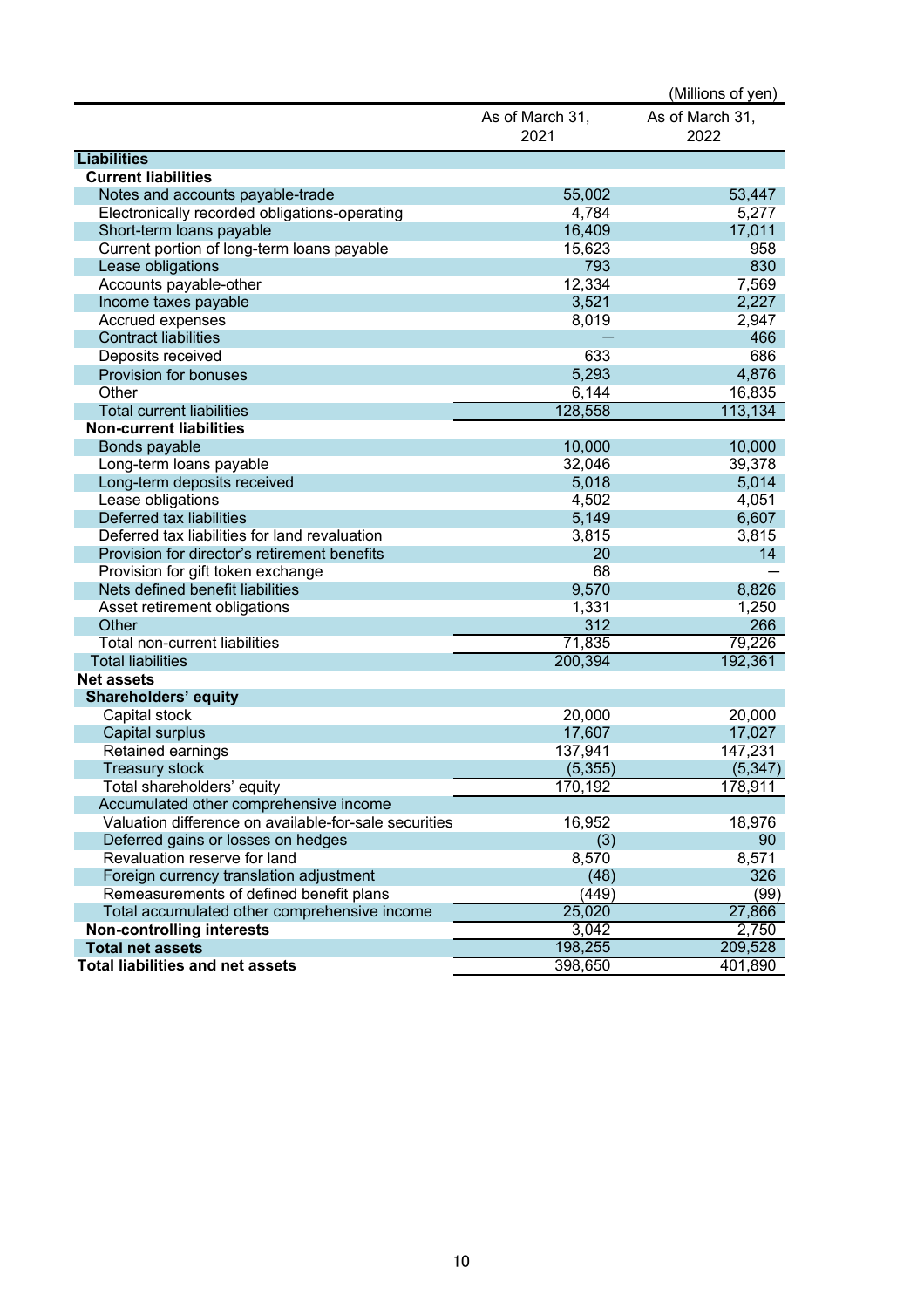(Millions of yen)

| | As of March 31, 2021 | As of March 31, 2022 |
|---|---|---|
| **Liabilities** | | |
| **Current liabilities** | | |
| Notes and accounts payable-trade | 55,002 | 53,447 |
| Electronically recorded obligations-operating | 4,784 | 5,277 |
| Short-term loans payable | 16,409 | 17,011 |
| Current portion of long-term loans payable | 15,623 | 958 |
| Lease obligations | 793 | 830 |
| Accounts payable-other | 12,334 | 7,569 |
| Income taxes payable | 3,521 | 2,227 |
| Accrued expenses | 8,019 | 2,947 |
| Contract liabilities | — | 466 |
| Deposits received | 633 | 686 |
| Provision for bonuses | 5,293 | 4,876 |
| Other | 6,144 | 16,835 |
| Total current liabilities | 128,558 | 113,134 |
| **Non-current liabilities** | | |
| Bonds payable | 10,000 | 10,000 |
| Long-term loans payable | 32,046 | 39,378 |
| Long-term deposits received | 5,018 | 5,014 |
| Lease obligations | 4,502 | 4,051 |
| Deferred tax liabilities | 5,149 | 6,607 |
| Deferred tax liabilities for land revaluation | 3,815 | 3,815 |
| Provision for director's retirement benefits | 20 | 14 |
| Provision for gift token exchange | 68 | — |
| Nets defined benefit liabilities | 9,570 | 8,826 |
| Asset retirement obligations | 1,331 | 1,250 |
| Other | 312 | 266 |
| Total non-current liabilities | 71,835 | 79,226 |
| Total liabilities | 200,394 | 192,361 |
| **Net assets** | | |
| **Shareholders' equity** | | |
| Capital stock | 20,000 | 20,000 |
| Capital surplus | 17,607 | 17,027 |
| Retained earnings | 137,941 | 147,231 |
| Treasury stock | (5,355) | (5,347) |
| Total shareholders' equity | 170,192 | 178,911 |
| Accumulated other comprehensive income | | |
| Valuation difference on available-for-sale securities | 16,952 | 18,976 |
| Deferred gains or losses on hedges | (3) | 90 |
| Revaluation reserve for land | 8,570 | 8,571 |
| Foreign currency translation adjustment | (48) | 326 |
| Remeasurements of defined benefit plans | (449) | (99) |
| Total accumulated other comprehensive income | 25,020 | 27,866 |
| **Non-controlling interests** | 3,042 | 2,750 |
| **Total net assets** | 198,255 | 209,528 |
| **Total liabilities and net assets** | 398,650 | 401,890 |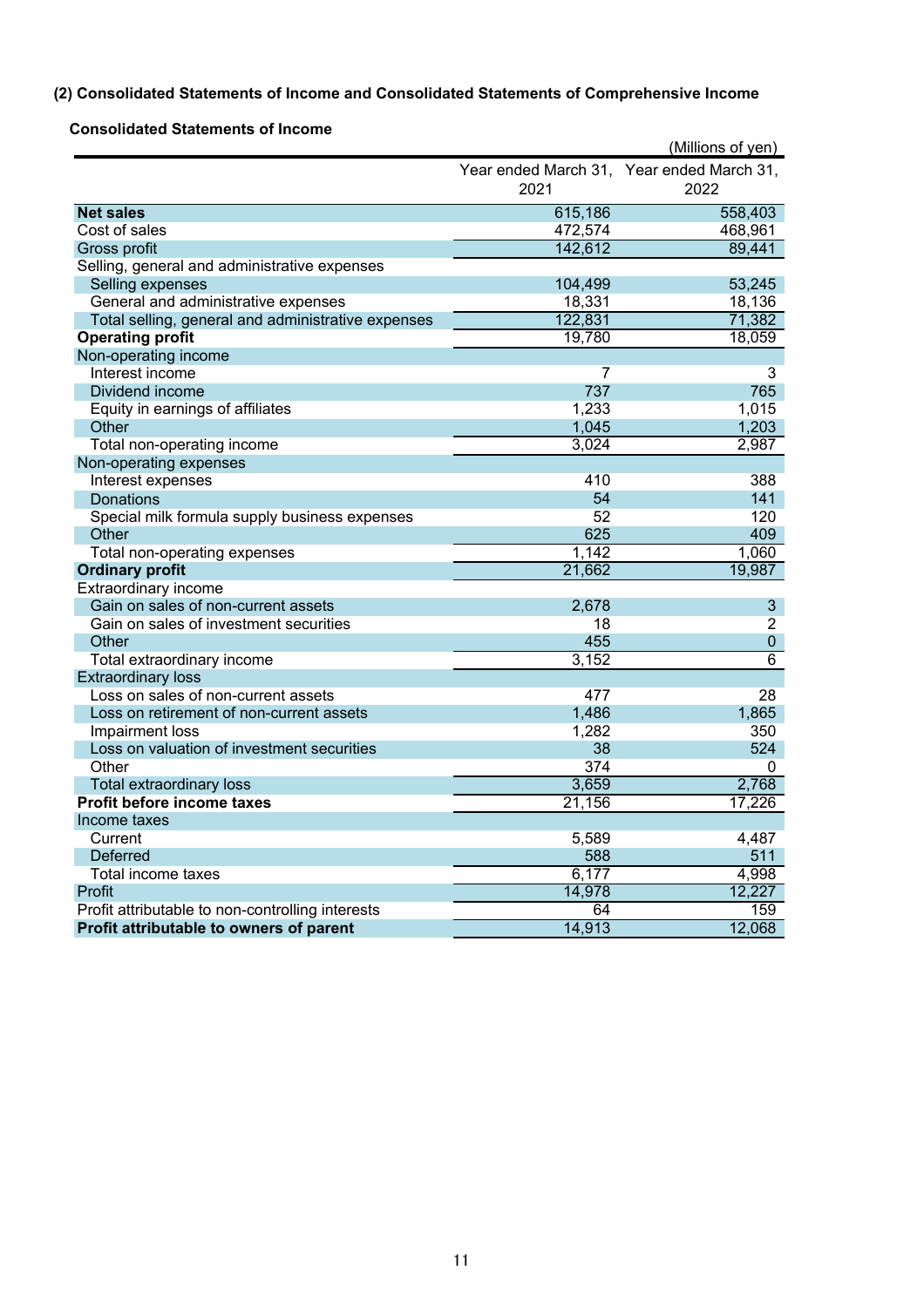### (2) Consolidated Statements of Income and Consolidated Statements of Comprehensive Income

#### Consolidated Statements of Income

(Millions of yen)

| | Year ended March 31, 2021 | Year ended March 31, 2022 |
|---|---|---|
| **Net sales** | 615,186 | 558,403 |
| Cost of sales | 472,574 | 468,961 |
| Gross profit | 142,612 | 89,441 |
| Selling, general and administrative expenses | | |
| Selling expenses | 104,499 | 53,245 |
| General and administrative expenses | 18,331 | 18,136 |
| Total selling, general and administrative expenses | 122,831 | 71,382 |
| **Operating profit** | 19,780 | 18,059 |
| Non-operating income | | |
| Interest income | 7 | 3 |
| Dividend income | 737 | 765 |
| Equity in earnings of affiliates | 1,233 | 1,015 |
| Other | 1,045 | 1,203 |
| Total non-operating income | 3,024 | 2,987 |
| Non-operating expenses | | |
| Interest expenses | 410 | 388 |
| Donations | 54 | 141 |
| Special milk formula supply business expenses | 52 | 120 |
| Other | 625 | 409 |
| Total non-operating expenses | 1,142 | 1,060 |
| **Ordinary profit** | 21,662 | 19,987 |
| Extraordinary income | | |
| Gain on sales of non-current assets | 2,678 | 3 |
| Gain on sales of investment securities | 18 | 2 |
| Other | 455 | 0 |
| Total extraordinary income | 3,152 | 6 |
| Extraordinary loss | | |
| Loss on sales of non-current assets | 477 | 28 |
| Loss on retirement of non-current assets | 1,486 | 1,865 |
| Impairment loss | 1,282 | 350 |
| Loss on valuation of investment securities | 38 | 524 |
| Other | 374 | 0 |
| Total extraordinary loss | 3,659 | 2,768 |
| **Profit before income taxes** | 21,156 | 17,226 |
| Income taxes | | |
| Current | 5,589 | 4,487 |
| Deferred | 588 | 511 |
| Total income taxes | 6,177 | 4,998 |
| Profit | 14,978 | 12,227 |
| Profit attributable to non-controlling interests | 64 | 159 |
| **Profit attributable to owners of parent** | 14,913 | 12,068 |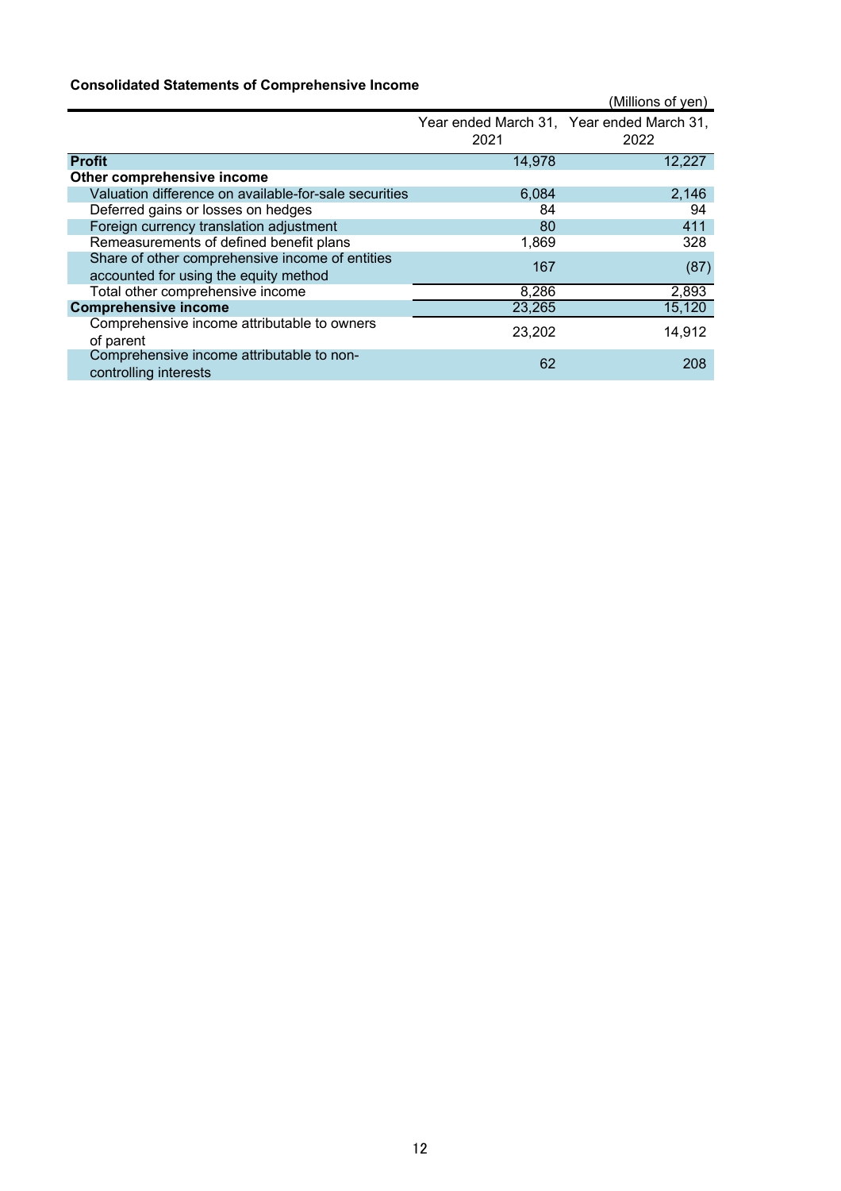### Consolidated Statements of Comprehensive Income

(Millions of yen)

| | Year ended March 31, 2021 | Year ended March 31, 2022 |
|---|---|---|
| **Profit** | 14,978 | 12,227 |
| **Other comprehensive income** | | |
| Valuation difference on available-for-sale securities | 6,084 | 2,146 |
| Deferred gains or losses on hedges | 84 | 94 |
| Foreign currency translation adjustment | 80 | 411 |
| Remeasurements of defined benefit plans | 1,869 | 328 |
| Share of other comprehensive income of entities accounted for using the equity method | 167 | (87) |
| Total other comprehensive income | 8,286 | 2,893 |
| **Comprehensive income** | 23,265 | 15,120 |
| Comprehensive income attributable to owners of parent | 23,202 | 14,912 |
| Comprehensive income attributable to non-controlling interests | 62 | 208 |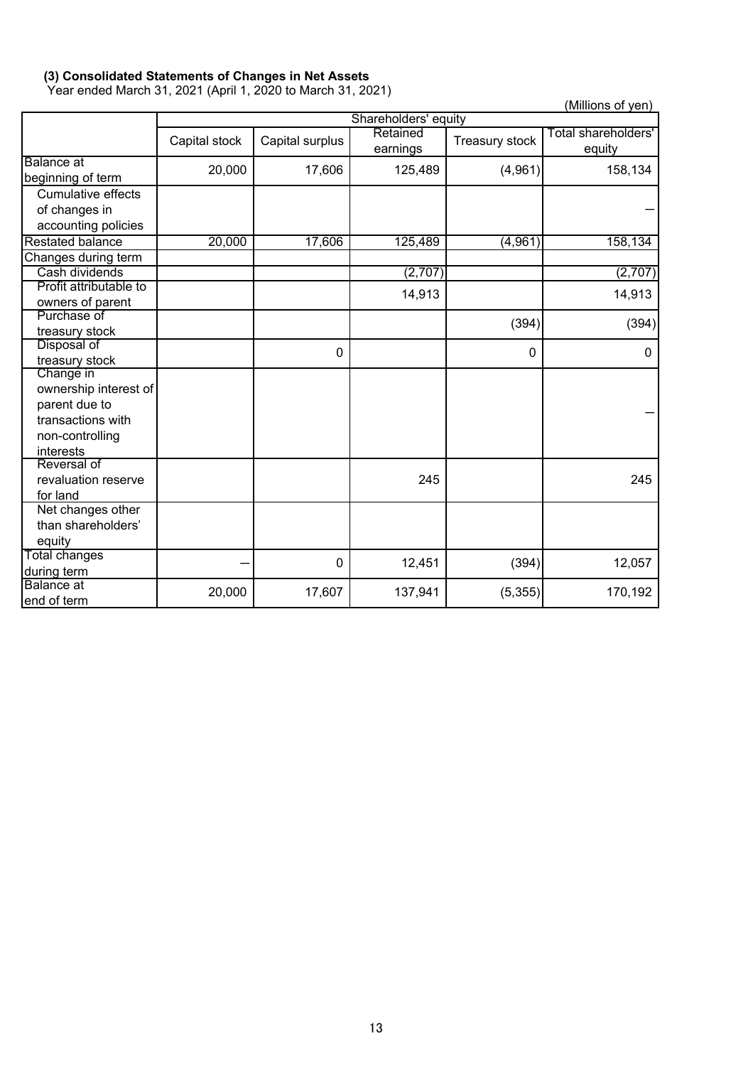### (3) Consolidated Statements of Changes in Net Assets

Year ended March 31, 2021 (April 1, 2020 to March 31, 2021)

(Millions of yen)

| | Shareholders' equity | | | | |
|---|---|---|---|---|---|
| | Capital stock | Capital surplus | Retained earnings | Treasury stock | Total shareholders' equity |
| Balance at beginning of term | 20,000 | 17,606 | 125,489 | (4,961) | 158,134 |
| Cumulative effects of changes in accounting policies | | | | | — |
| Restated balance | 20,000 | 17,606 | 125,489 | (4,961) | 158,134 |
| Changes during term | | | | | |
| Cash dividends | | | (2,707) | | (2,707) |
| Profit attributable to owners of parent | | | 14,913 | | 14,913 |
| Purchase of treasury stock | | | | (394) | (394) |
| Disposal of treasury stock | | 0 | | 0 | 0 |
| Change in ownership interest of parent due to transactions with non-controlling interests | | | | | — |
| Reversal of revaluation reserve for land | | | 245 | | 245 |
| Net changes other than shareholders' equity | | | | | |
| Total changes during term | — | 0 | 12,451 | (394) | 12,057 |
| Balance at end of term | 20,000 | 17,607 | 137,941 | (5,355) | 170,192 |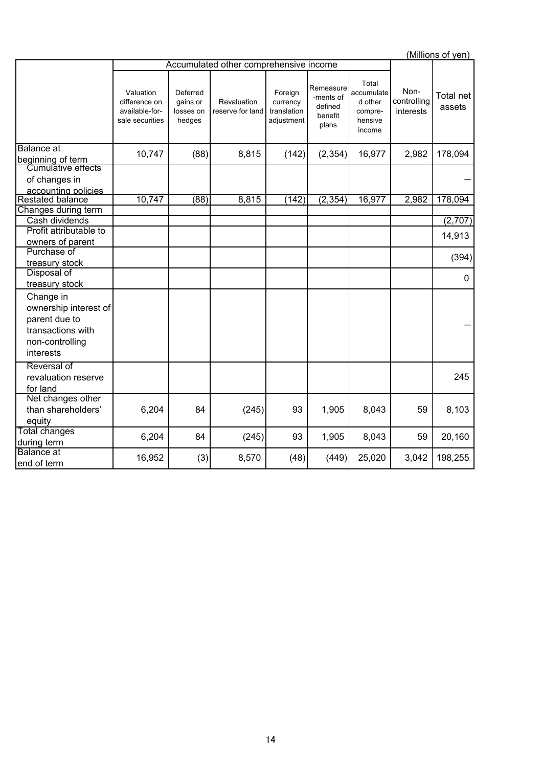(Millions of yen)

| | Accumulated other comprehensive income | | | | | | | |
|---|---|---|---|---|---|---|---|---|
| | Valuation difference on available-for-sale securities | Deferred gains or losses on hedges | Revaluation reserve for land | Foreign currency translation adjustment | Remeasure-ments of defined benefit plans | Total accumulated other compre-hensive income | Non-controlling interests | Total net assets |
| Balance at beginning of term | 10,747 | (88) | 8,815 | (142) | (2,354) | 16,977 | 2,982 | 178,094 |
| Cumulative effects of changes in accounting policies | | | | | | | | — |
| Restated balance | 10,747 | (88) | 8,815 | (142) | (2,354) | 16,977 | 2,982 | 178,094 |
| Changes during term | | | | | | | | |
| Cash dividends | | | | | | | | (2,707) |
| Profit attributable to owners of parent | | | | | | | | 14,913 |
| Purchase of treasury stock | | | | | | | | (394) |
| Disposal of treasury stock | | | | | | | | 0 |
| Change in ownership interest of parent due to transactions with non-controlling interests | | | | | | | | — |
| Reversal of revaluation reserve for land | | | | | | | | 245 |
| Net changes other than shareholders' equity | 6,204 | 84 | (245) | 93 | 1,905 | 8,043 | 59 | 8,103 |
| Total changes during term | 6,204 | 84 | (245) | 93 | 1,905 | 8,043 | 59 | 20,160 |
| Balance at end of term | 16,952 | (3) | 8,570 | (48) | (449) | 25,020 | 3,042 | 198,255 |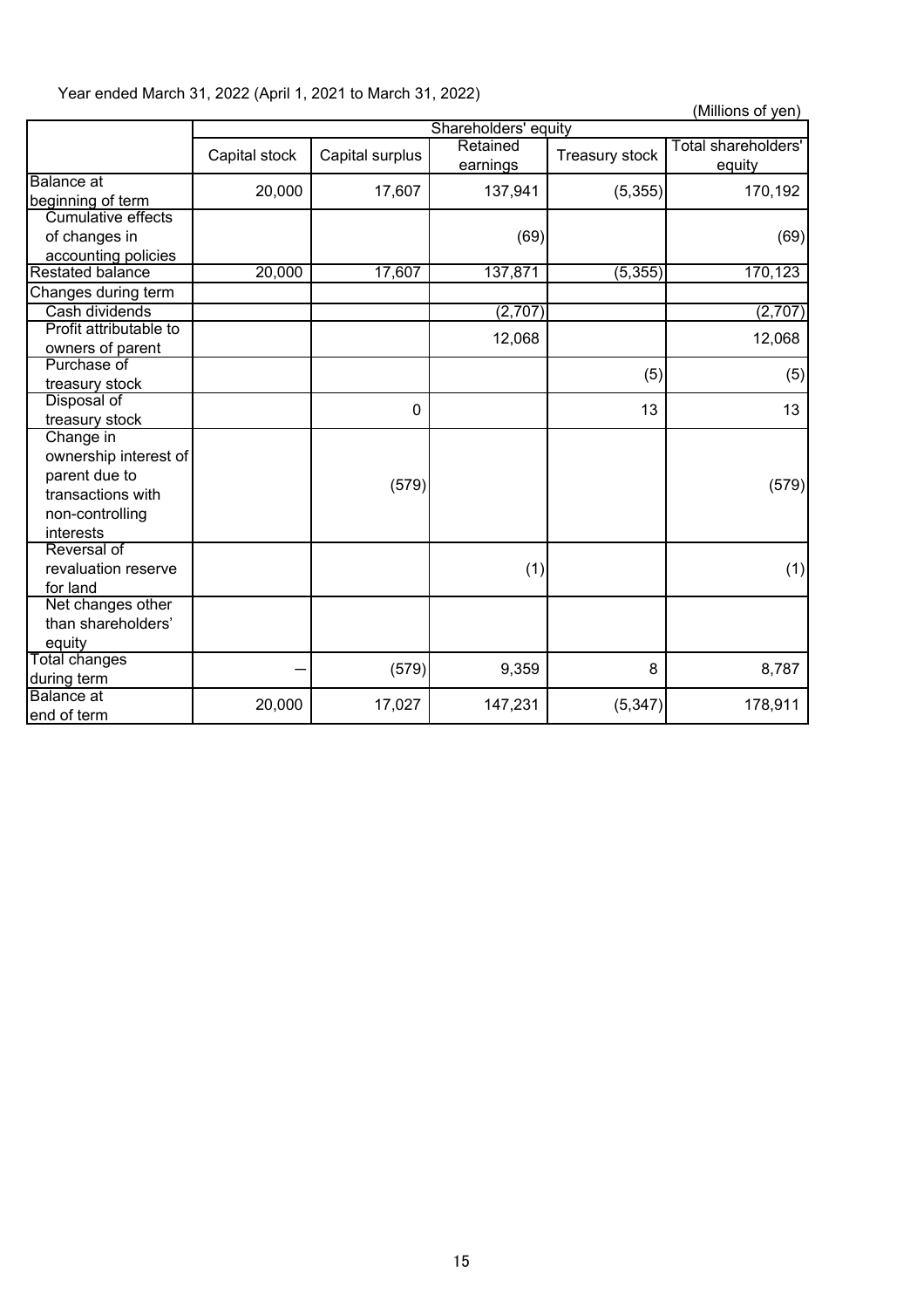Year ended March 31, 2022 (April 1, 2021 to March 31, 2022)

(Millions of yen)

| | Shareholders' equity | | | | |
|---|---|---|---|---|---|
| | Capital stock | Capital surplus | Retained earnings | Treasury stock | Total shareholders' equity |
| Balance at beginning of term | 20,000 | 17,607 | 137,941 | (5,355) | 170,192 |
| Cumulative effects of changes in accounting policies | | | (69) | | (69) |
| Restated balance | 20,000 | 17,607 | 137,871 | (5,355) | 170,123 |
| Changes during term | | | | | |
| Cash dividends | | | (2,707) | | (2,707) |
| Profit attributable to owners of parent | | | 12,068 | | 12,068 |
| Purchase of treasury stock | | | | (5) | (5) |
| Disposal of treasury stock | | 0 | | 13 | 13 |
| Change in ownership interest of parent due to transactions with non-controlling interests | | (579) | | | (579) |
| Reversal of revaluation reserve for land | | | (1) | | (1) |
| Net changes other than shareholders' equity | | | | | |
| Total changes during term | — | (579) | 9,359 | 8 | 8,787 |
| Balance at end of term | 20,000 | 17,027 | 147,231 | (5,347) | 178,911 |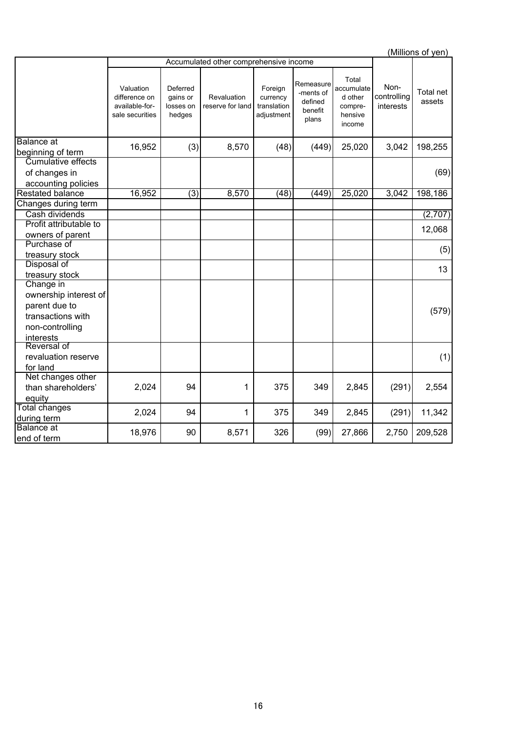(Millions of yen)

| | Accumulated other comprehensive income | | | | | | | |
|---|---|---|---|---|---|---|---|---|
| | Valuation difference on available-for-sale securities | Deferred gains or losses on hedges | Revaluation reserve for land | Foreign currency translation adjustment | Remeasure-ments of defined benefit plans | Total accumulated other compre-hensive income | Non-controlling interests | Total net assets |
| Balance at beginning of term | 16,952 | (3) | 8,570 | (48) | (449) | 25,020 | 3,042 | 198,255 |
| Cumulative effects of changes in accounting policies | | | | | | | | (69) |
| Restated balance | 16,952 | (3) | 8,570 | (48) | (449) | 25,020 | 3,042 | 198,186 |
| Changes during term | | | | | | | | |
| Cash dividends | | | | | | | | (2,707) |
| Profit attributable to owners of parent | | | | | | | | 12,068 |
| Purchase of treasury stock | | | | | | | | (5) |
| Disposal of treasury stock | | | | | | | | 13 |
| Change in ownership interest of parent due to transactions with non-controlling interests | | | | | | | | (579) |
| Reversal of revaluation reserve for land | | | | | | | | (1) |
| Net changes other than shareholders' equity | 2,024 | 94 | 1 | 375 | 349 | 2,845 | (291) | 2,554 |
| Total changes during term | 2,024 | 94 | 1 | 375 | 349 | 2,845 | (291) | 11,342 |
| Balance at end of term | 18,976 | 90 | 8,571 | 326 | (99) | 27,866 | 2,750 | 209,528 |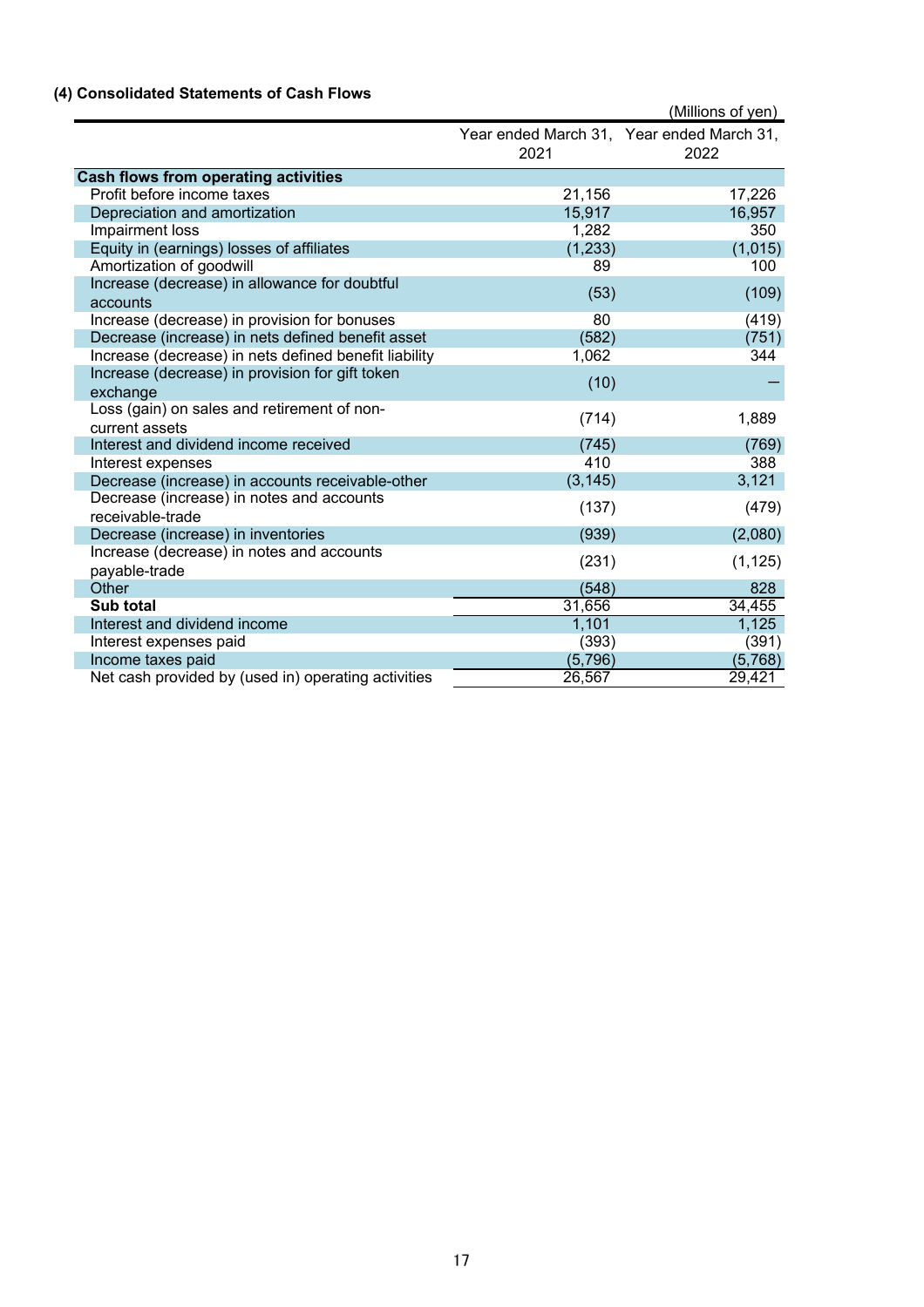### (4) Consolidated Statements of Cash Flows

(Millions of yen)

| | Year ended March 31, 2021 | Year ended March 31, 2022 |
|---|---|---|
| **Cash flows from operating activities** | | |
| Profit before income taxes | 21,156 | 17,226 |
| Depreciation and amortization | 15,917 | 16,957 |
| Impairment loss | 1,282 | 350 |
| Equity in (earnings) losses of affiliates | (1,233) | (1,015) |
| Amortization of goodwill | 89 | 100 |
| Increase (decrease) in allowance for doubtful accounts | (53) | (109) |
| Increase (decrease) in provision for bonuses | 80 | (419) |
| Decrease (increase) in nets defined benefit asset | (582) | (751) |
| Increase (decrease) in nets defined benefit liability | 1,062 | 344 |
| Increase (decrease) in provision for gift token exchange | (10) | – |
| Loss (gain) on sales and retirement of non-current assets | (714) | 1,889 |
| Interest and dividend income received | (745) | (769) |
| Interest expenses | 410 | 388 |
| Decrease (increase) in accounts receivable-other | (3,145) | 3,121 |
| Decrease (increase) in notes and accounts receivable-trade | (137) | (479) |
| Decrease (increase) in inventories | (939) | (2,080) |
| Increase (decrease) in notes and accounts payable-trade | (231) | (1,125) |
| Other | (548) | 828 |
| **Sub total** | 31,656 | 34,455 |
| Interest and dividend income | 1,101 | 1,125 |
| Interest expenses paid | (393) | (391) |
| Income taxes paid | (5,796) | (5,768) |
| Net cash provided by (used in) operating activities | 26,567 | 29,421 |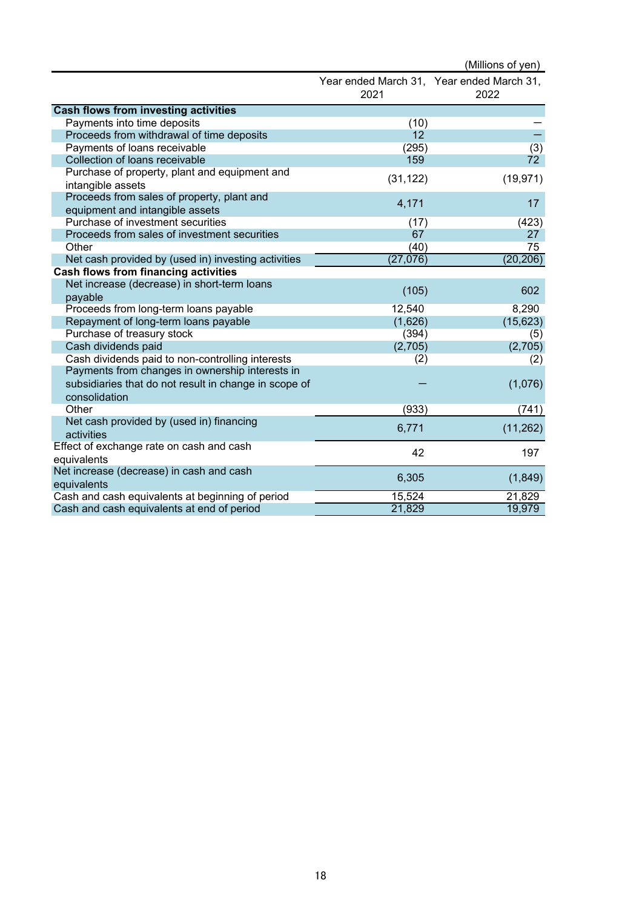(Millions of yen)

| | Year ended March 31, 2021 | Year ended March 31, 2022 |
|---|---|---|
| **Cash flows from investing activities** | | |
| Payments into time deposits | (10) | – |
| Proceeds from withdrawal of time deposits | 12 | – |
| Payments of loans receivable | (295) | (3) |
| Collection of loans receivable | 159 | 72 |
| Purchase of property, plant and equipment and intangible assets | (31,122) | (19,971) |
| Proceeds from sales of property, plant and equipment and intangible assets | 4,171 | 17 |
| Purchase of investment securities | (17) | (423) |
| Proceeds from sales of investment securities | 67 | 27 |
| Other | (40) | 75 |
| Net cash provided by (used in) investing activities | (27,076) | (20,206) |
| **Cash flows from financing activities** | | |
| Net increase (decrease) in short-term loans payable | (105) | 602 |
| Proceeds from long-term loans payable | 12,540 | 8,290 |
| Repayment of long-term loans payable | (1,626) | (15,623) |
| Purchase of treasury stock | (394) | (5) |
| Cash dividends paid | (2,705) | (2,705) |
| Cash dividends paid to non-controlling interests | (2) | (2) |
| Payments from changes in ownership interests in subsidiaries that do not result in change in scope of consolidation | – | (1,076) |
| Other | (933) | (741) |
| Net cash provided by (used in) financing activities | 6,771 | (11,262) |
| Effect of exchange rate on cash and cash equivalents | 42 | 197 |
| Net increase (decrease) in cash and cash equivalents | 6,305 | (1,849) |
| Cash and cash equivalents at beginning of period | 15,524 | 21,829 |
| Cash and cash equivalents at end of period | 21,829 | 19,979 |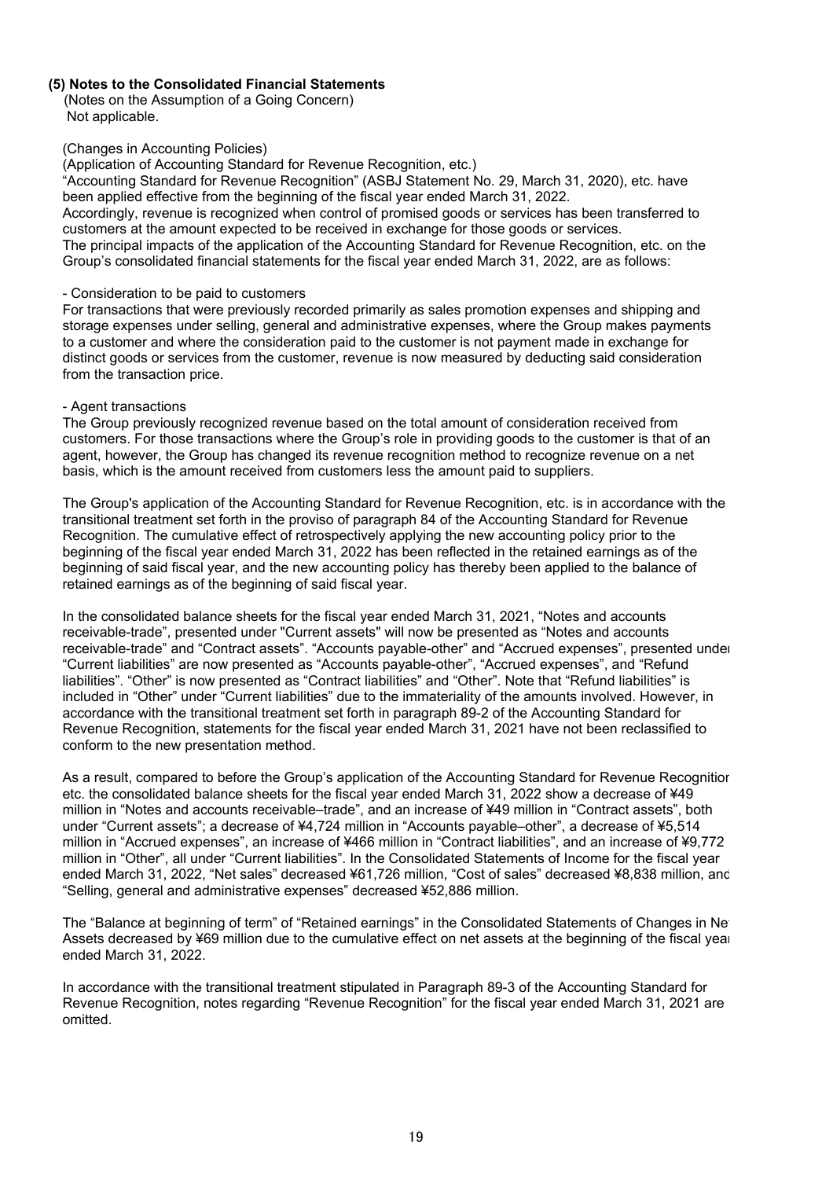## (5) Notes to the Consolidated Financial Statements

(Notes on the Assumption of a Going Concern)

Not applicable.

(Changes in Accounting Policies)

(Application of Accounting Standard for Revenue Recognition, etc.)

"Accounting Standard for Revenue Recognition" (ASBJ Statement No. 29, March 31, 2020), etc. have been applied effective from the beginning of the fiscal year ended March 31, 2022.

Accordingly, revenue is recognized when control of promised goods or services has been transferred to customers at the amount expected to be received in exchange for those goods or services.

The principal impacts of the application of the Accounting Standard for Revenue Recognition, etc. on the Group's consolidated financial statements for the fiscal year ended March 31, 2022, are as follows:

- Consideration to be paid to customers

For transactions that were previously recorded primarily as sales promotion expenses and shipping and storage expenses under selling, general and administrative expenses, where the Group makes payments to a customer and where the consideration paid to the customer is not payment made in exchange for distinct goods or services from the customer, revenue is now measured by deducting said consideration from the transaction price.

- Agent transactions

The Group previously recognized revenue based on the total amount of consideration received from customers. For those transactions where the Group's role in providing goods to the customer is that of an agent, however, the Group has changed its revenue recognition method to recognize revenue on a net basis, which is the amount received from customers less the amount paid to suppliers.

The Group's application of the Accounting Standard for Revenue Recognition, etc. is in accordance with the transitional treatment set forth in the proviso of paragraph 84 of the Accounting Standard for Revenue Recognition. The cumulative effect of retrospectively applying the new accounting policy prior to the beginning of the fiscal year ended March 31, 2022 has been reflected in the retained earnings as of the beginning of said fiscal year, and the new accounting policy has thereby been applied to the balance of retained earnings as of the beginning of said fiscal year.

In the consolidated balance sheets for the fiscal year ended March 31, 2021, "Notes and accounts receivable-trade", presented under "Current assets" will now be presented as "Notes and accounts receivable-trade" and "Contract assets". "Accounts payable-other" and "Accrued expenses", presented under "Current liabilities" are now presented as "Accounts payable-other", "Accrued expenses", and "Refund liabilities". "Other" is now presented as "Contract liabilities" and "Other". Note that "Refund liabilities" is included in "Other" under "Current liabilities" due to the immateriality of the amounts involved. However, in accordance with the transitional treatment set forth in paragraph 89-2 of the Accounting Standard for Revenue Recognition, statements for the fiscal year ended March 31, 2021 have not been reclassified to conform to the new presentation method.

As a result, compared to before the Group's application of the Accounting Standard for Revenue Recognition etc. the consolidated balance sheets for the fiscal year ended March 31, 2022 show a decrease of ¥49 million in "Notes and accounts receivable–trade", and an increase of ¥49 million in "Contract assets", both under "Current assets"; a decrease of ¥4,724 million in "Accounts payable–other", a decrease of ¥5,514 million in "Accrued expenses", an increase of ¥466 million in "Contract liabilities", and an increase of ¥9,772 million in "Other", all under "Current liabilities". In the Consolidated Statements of Income for the fiscal year ended March 31, 2022, "Net sales" decreased ¥61,726 million, "Cost of sales" decreased ¥8,838 million, and "Selling, general and administrative expenses" decreased ¥52,886 million.

The "Balance at beginning of term" of "Retained earnings" in the Consolidated Statements of Changes in Net Assets decreased by ¥69 million due to the cumulative effect on net assets at the beginning of the fiscal year ended March 31, 2022.

In accordance with the transitional treatment stipulated in Paragraph 89-3 of the Accounting Standard for Revenue Recognition, notes regarding "Revenue Recognition" for the fiscal year ended March 31, 2021 are omitted.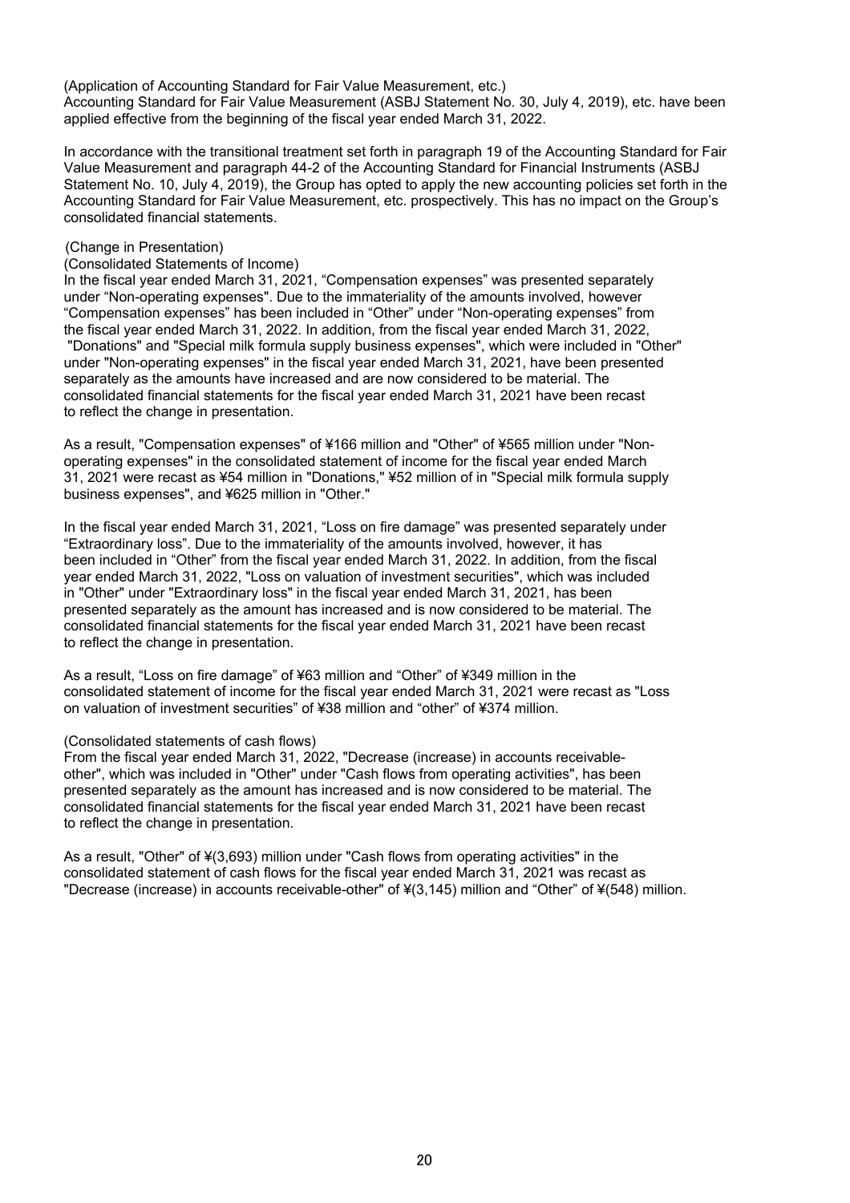(Application of Accounting Standard for Fair Value Measurement, etc.)

Accounting Standard for Fair Value Measurement (ASBJ Statement No. 30, July 4, 2019), etc. have been applied effective from the beginning of the fiscal year ended March 31, 2022.

In accordance with the transitional treatment set forth in paragraph 19 of the Accounting Standard for Fair Value Measurement and paragraph 44-2 of the Accounting Standard for Financial Instruments (ASBJ Statement No. 10, July 4, 2019), the Group has opted to apply the new accounting policies set forth in the Accounting Standard for Fair Value Measurement, etc. prospectively. This has no impact on the Group's consolidated financial statements.

(Change in Presentation)

(Consolidated Statements of Income)

In the fiscal year ended March 31, 2021, "Compensation expenses" was presented separately under "Non-operating expenses". Due to the immateriality of the amounts involved, however "Compensation expenses" has been included in "Other" under "Non-operating expenses" from the fiscal year ended March 31, 2022. In addition, from the fiscal year ended March 31, 2022, "Donations" and "Special milk formula supply business expenses", which were included in "Other" under "Non-operating expenses" in the fiscal year ended March 31, 2021, have been presented separately as the amounts have increased and are now considered to be material. The consolidated financial statements for the fiscal year ended March 31, 2021 have been recast to reflect the change in presentation.

As a result, "Compensation expenses" of ¥166 million and "Other" of ¥565 million under "Non-operating expenses" in the consolidated statement of income for the fiscal year ended March 31, 2021 were recast as ¥54 million in "Donations," ¥52 million of in "Special milk formula supply business expenses", and ¥625 million in "Other."

In the fiscal year ended March 31, 2021, "Loss on fire damage" was presented separately under "Extraordinary loss". Due to the immateriality of the amounts involved, however, it has been included in "Other" from the fiscal year ended March 31, 2022. In addition, from the fiscal year ended March 31, 2022, "Loss on valuation of investment securities", which was included in "Other" under "Extraordinary loss" in the fiscal year ended March 31, 2021, has been presented separately as the amount has increased and is now considered to be material. The consolidated financial statements for the fiscal year ended March 31, 2021 have been recast to reflect the change in presentation.

As a result, "Loss on fire damage" of ¥63 million and "Other" of ¥349 million in the consolidated statement of income for the fiscal year ended March 31, 2021 were recast as "Loss on valuation of investment securities" of ¥38 million and "other" of ¥374 million.

(Consolidated statements of cash flows)

From the fiscal year ended March 31, 2022, "Decrease (increase) in accounts receivable-other", which was included in "Other" under "Cash flows from operating activities", has been presented separately as the amount has increased and is now considered to be material. The consolidated financial statements for the fiscal year ended March 31, 2021 have been recast to reflect the change in presentation.

As a result, "Other" of ¥(3,693) million under "Cash flows from operating activities" in the consolidated statement of cash flows for the fiscal year ended March 31, 2021 was recast as "Decrease (increase) in accounts receivable-other" of ¥(3,145) million and "Other" of ¥(548) million.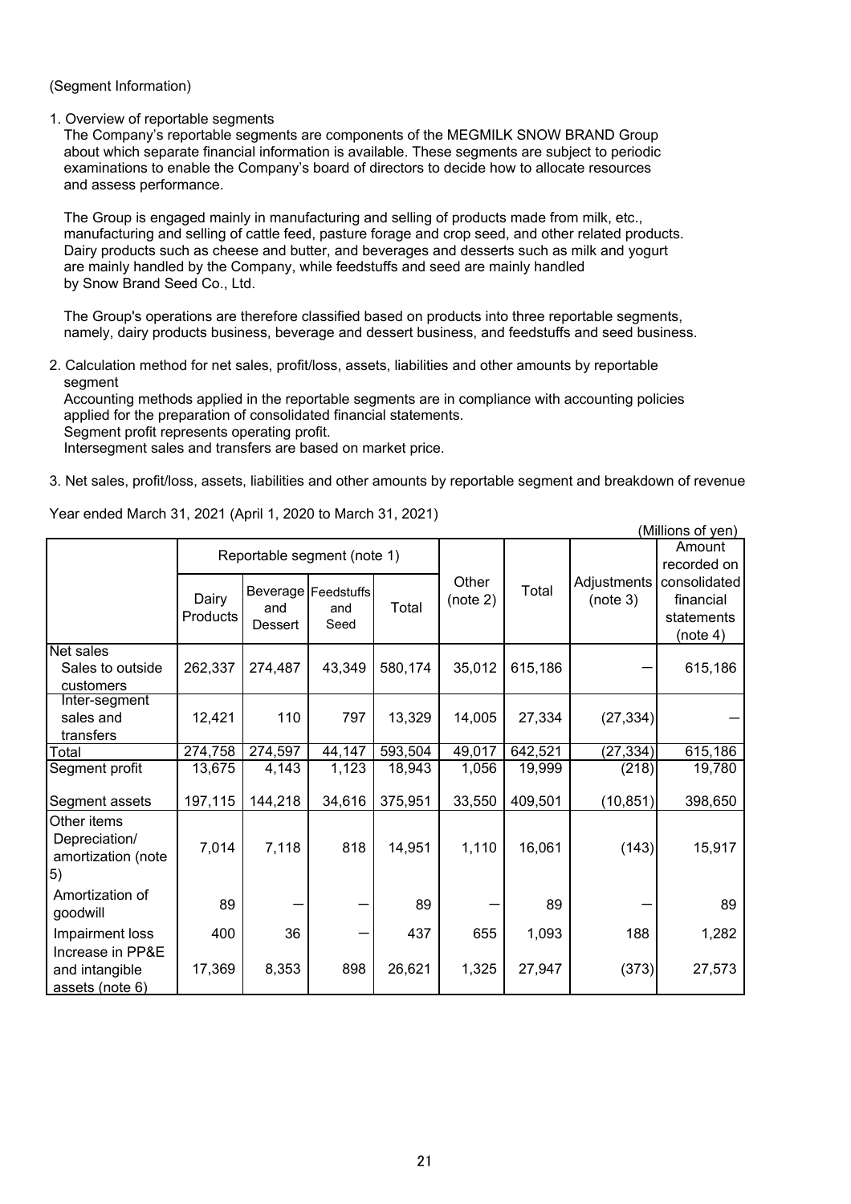(Segment Information)

1. Overview of reportable segments

The Company's reportable segments are components of the MEGMILK SNOW BRAND Group about which separate financial information is available. These segments are subject to periodic examinations to enable the Company's board of directors to decide how to allocate resources and assess performance.

The Group is engaged mainly in manufacturing and selling of products made from milk, etc., manufacturing and selling of cattle feed, pasture forage and crop seed, and other related products. Dairy products such as cheese and butter, and beverages and desserts such as milk and yogurt are mainly handled by the Company, while feedstuffs and seed are mainly handled by Snow Brand Seed Co., Ltd.

The Group's operations are therefore classified based on products into three reportable segments, namely, dairy products business, beverage and dessert business, and feedstuffs and seed business.

2. Calculation method for net sales, profit/loss, assets, liabilities and other amounts by reportable segment

Accounting methods applied in the reportable segments are in compliance with accounting policies applied for the preparation of consolidated financial statements.
Segment profit represents operating profit.
Intersegment sales and transfers are based on market price.

3. Net sales, profit/loss, assets, liabilities and other amounts by reportable segment and breakdown of revenue

Year ended March 31, 2021 (April 1, 2020 to March 31, 2021)

(Millions of yen)

| | Reportable segment (note 1) | | | | Other (note 2) | Total | Adjustments (note 3) | Amount recorded on consolidated financial statements (note 4) |
|---|---|---|---|---|---|---|---|---|
| | Dairy Products | Beverage and Dessert | Feedstuffs and Seed | Total | | | | |
| Net sales | | | | | | | | |
| Sales to outside customers | 262,337 | 274,487 | 43,349 | 580,174 | 35,012 | 615,186 | — | 615,186 |
| Inter-segment sales and transfers | 12,421 | 110 | 797 | 13,329 | 14,005 | 27,334 | (27,334) | — |
| Total | 274,758 | 274,597 | 44,147 | 593,504 | 49,017 | 642,521 | (27,334) | 615,186 |
| Segment profit | 13,675 | 4,143 | 1,123 | 18,943 | 1,056 | 19,999 | (218) | 19,780 |
| Segment assets | 197,115 | 144,218 | 34,616 | 375,951 | 33,550 | 409,501 | (10,851) | 398,650 |
| Other items | | | | | | | | |
| Depreciation/ amortization (note 5) | 7,014 | 7,118 | 818 | 14,951 | 1,110 | 16,061 | (143) | 15,917 |
| Amortization of goodwill | 89 | — | — | 89 | — | 89 | — | 89 |
| Impairment loss | 400 | 36 | — | 437 | 655 | 1,093 | 188 | 1,282 |
| Increase in PP&E and intangible assets (note 6) | 17,369 | 8,353 | 898 | 26,621 | 1,325 | 27,947 | (373) | 27,573 |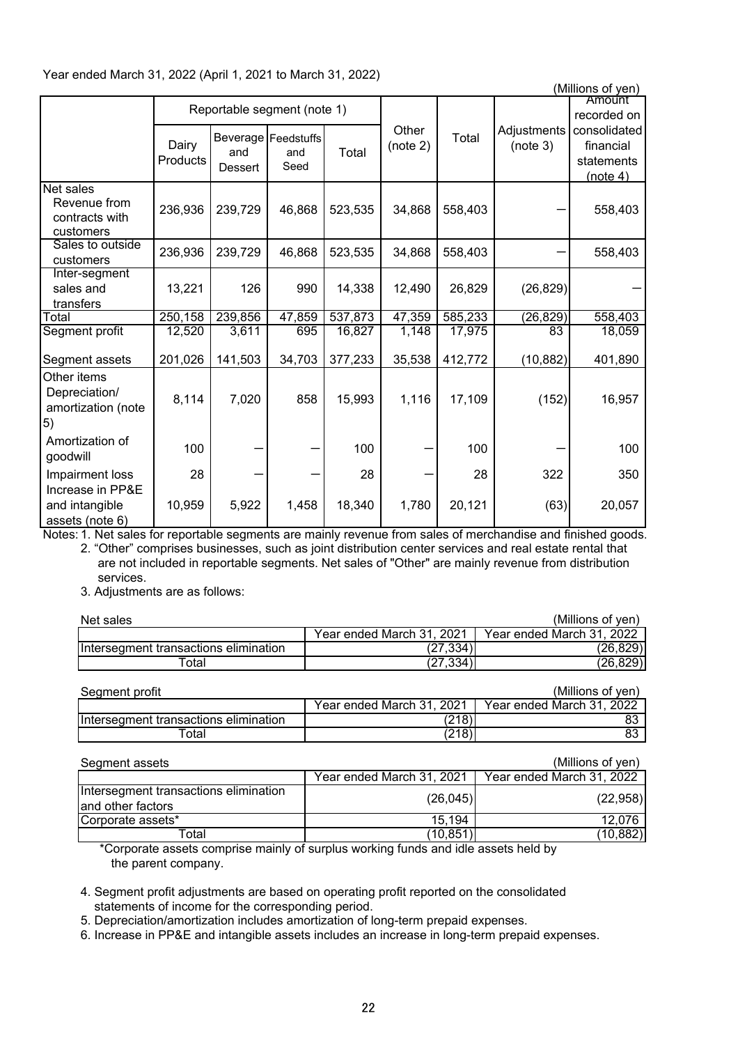Year ended March 31, 2022 (April 1, 2021 to March 31, 2022)

(Millions of yen)

| | Reportable segment (note 1) | | | | Other (note 2) | Total | Adjustments (note 3) | Amount recorded on consolidated financial statements (note 4) |
|---|---|---|---|---|---|---|---|---|
| | Dairy Products | Beverage and Dessert | Feedstuffs and Seed | Total | | | | |
| Net sales | | | | | | | | |
| Revenue from contracts with customers | 236,936 | 239,729 | 46,868 | 523,535 | 34,868 | 558,403 | ― | 558,403 |
| Sales to outside customers | 236,936 | 239,729 | 46,868 | 523,535 | 34,868 | 558,403 | ― | 558,403 |
| Inter-segment sales and transfers | 13,221 | 126 | 990 | 14,338 | 12,490 | 26,829 | (26,829) | ― |
| Total | 250,158 | 239,856 | 47,859 | 537,873 | 47,359 | 585,233 | (26,829) | 558,403 |
| Segment profit | 12,520 | 3,611 | 695 | 16,827 | 1,148 | 17,975 | 83 | 18,059 |
| Segment assets | 201,026 | 141,503 | 34,703 | 377,233 | 35,538 | 412,772 | (10,882) | 401,890 |
| Other items | | | | | | | | |
| Depreciation/ amortization (note 5) | 8,114 | 7,020 | 858 | 15,993 | 1,116 | 17,109 | (152) | 16,957 |
| Amortization of goodwill | 100 | ― | ― | 100 | ― | 100 | ― | 100 |
| Impairment loss | 28 | ― | ― | 28 | ― | 28 | 322 | 350 |
| Increase in PP&E and intangible assets (note 6) | 10,959 | 5,922 | 1,458 | 18,340 | 1,780 | 20,121 | (63) | 20,057 |

Notes: 1. Net sales for reportable segments are mainly revenue from sales of merchandise and finished goods.

2. "Other" comprises businesses, such as joint distribution center services and real estate rental that are not included in reportable segments. Net sales of "Other" are mainly revenue from distribution services.

3. Adjustments are as follows:

Net sales (Millions of yen)

| | Year ended March 31, 2021 | Year ended March 31, 2022 |
|---|---|---|
| Intersegment transactions elimination | (27,334) | (26,829) |
| Total | (27,334) | (26,829) |

Segment profit (Millions of yen)

| | Year ended March 31, 2021 | Year ended March 31, 2022 |
|---|---|---|
| Intersegment transactions elimination | (218) | 83 |
| Total | (218) | 83 |

Segment assets (Millions of yen)

| | Year ended March 31, 2021 | Year ended March 31, 2022 |
|---|---|---|
| Intersegment transactions elimination and other factors | (26,045) | (22,958) |
| Corporate assets* | 15,194 | 12,076 |
| Total | (10,851) | (10,882) |

*Corporate assets comprise mainly of surplus working funds and idle assets held by the parent company.

4. Segment profit adjustments are based on operating profit reported on the consolidated statements of income for the corresponding period.

5. Depreciation/amortization includes amortization of long-term prepaid expenses.

6. Increase in PP&E and intangible assets includes an increase in long-term prepaid expenses.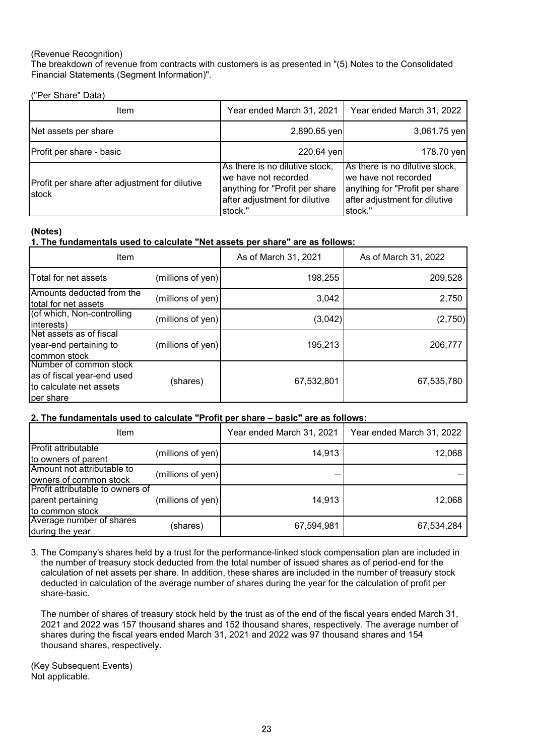(Revenue Recognition)

The breakdown of revenue from contracts with customers is as presented in "(5) Notes to the Consolidated Financial Statements (Segment Information)".

("Per Share" Data)

| Item | Year ended March 31, 2021 | Year ended March 31, 2022 |
|---|---|---|
| Net assets per share | 2,890.65 yen | 3,061.75 yen |
| Profit per share - basic | 220.64 yen | 178.70 yen |
| Profit per share after adjustment for dilutive stock | As there is no dilutive stock, we have not recorded anything for "Profit per share after adjustment for dilutive stock." | As there is no dilutive stock, we have not recorded anything for "Profit per share after adjustment for dilutive stock." |

**(Notes)**

**1. The fundamentals used to calculate "Net assets per share" are as follows:**

| Item | | As of March 31, 2021 | As of March 31, 2022 |
|---|---|---|---|
| Total for net assets | (millions of yen) | 198,255 | 209,528 |
| Amounts deducted from the total for net assets | (millions of yen) | 3,042 | 2,750 |
| (of which, Non-controlling interests) | (millions of yen) | (3,042) | (2,750) |
| Net assets as of fiscal year-end pertaining to common stock | (millions of yen) | 195,213 | 206,777 |
| Number of common stock as of fiscal year-end used to calculate net assets per share | (shares) | 67,532,801 | 67,535,780 |

**2. The fundamentals used to calculate "Profit per share – basic" are as follows:**

| Item | | Year ended March 31, 2021 | Year ended March 31, 2022 |
|---|---|---|---|
| Profit attributable to owners of parent | (millions of yen) | 14,913 | 12,068 |
| Amount not attributable to owners of common stock | (millions of yen) | ― | ― |
| Profit attributable to owners of parent pertaining to common stock | (millions of yen) | 14,913 | 12,068 |
| Average number of shares during the year | (shares) | 67,594,981 | 67,534,284 |

3. The Company's shares held by a trust for the performance-linked stock compensation plan are included in the number of treasury stock deducted from the total number of issued shares as of period-end for the calculation of net assets per share. In addition, these shares are included in the number of treasury stock deducted in calculation of the average number of shares during the year for the calculation of profit per share-basic.

   The number of shares of treasury stock held by the trust as of the end of the fiscal years ended March 31, 2021 and 2022 was 157 thousand shares and 152 thousand shares, respectively. The average number of shares during the fiscal years ended March 31, 2021 and 2022 was 97 thousand shares and 154 thousand shares, respectively.

(Key Subsequent Events)

Not applicable.